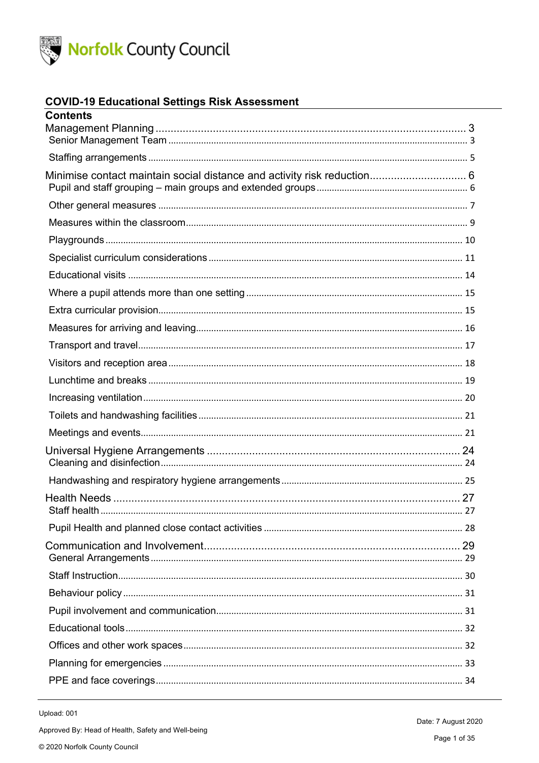Norfolk County Council

# COVID-19 Educational Settings Risk Assessment

## Contents

Management Planning ........ 3
- Senior Management Team ........ 3
- Staffing arrangements ........ 5

Minimise contact maintain social distance and activity risk reduction ........ 6
- Pupil and staff grouping – main groups and extended groups ........ 6
- Other general measures ........ 7
- Measures within the classroom ........ 9
- Playgrounds ........ 10
- Specialist curriculum considerations ........ 11
- Educational visits ........ 14
- Where a pupil attends more than one setting ........ 15
- Extra curricular provision ........ 15
- Measures for arriving and leaving ........ 16
- Transport and travel ........ 17
- Visitors and reception area ........ 18
- Lunchtime and breaks ........ 19
- Increasing ventilation ........ 20
- Toilets and handwashing facilities ........ 21
- Meetings and events ........ 21

Universal Hygiene Arrangements ........ 24
- Cleaning and disinfection ........ 24
- Handwashing and respiratory hygiene arrangements ........ 25

Health Needs ........ 27
- Staff health ........ 27
- Pupil Health and planned close contact activities ........ 28

Communication and Involvement ........ 29
- General Arrangements ........ 29
- Staff Instruction ........ 30
- Behaviour policy ........ 31
- Pupil involvement and communication ........ 31
- Educational tools ........ 32
- Offices and other work spaces ........ 32
- Planning for emergencies ........ 33
- PPE and face coverings ........ 34

Upload: 001

Approved By: Head of Health, Safety and Well-being

© 2020 Norfolk County Council

Date: 7 August 2020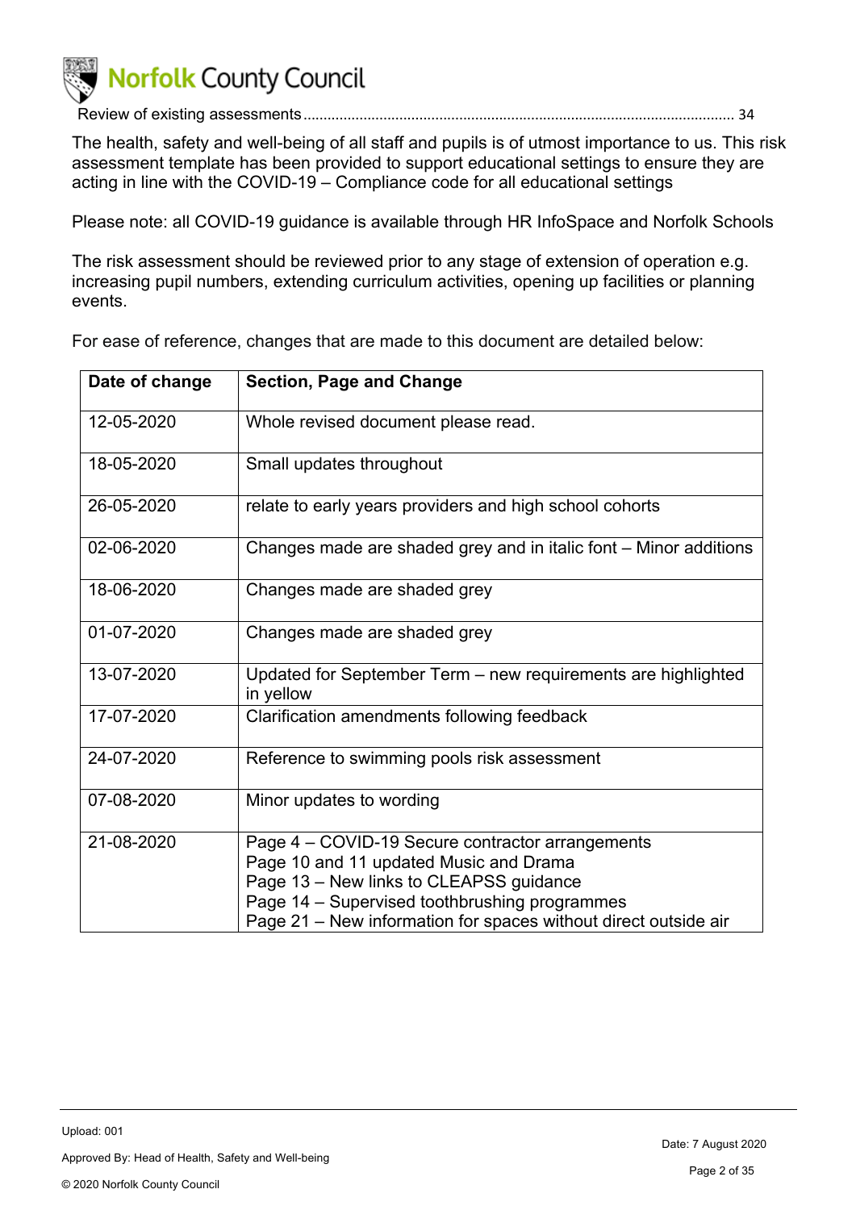Review of existing assessments ........................................................................................................... 34

The health, safety and well-being of all staff and pupils is of utmost importance to us. This risk assessment template has been provided to support educational settings to ensure they are acting in line with the COVID-19 – Compliance code for all educational settings

Please note: all COVID-19 guidance is available through HR InfoSpace and Norfolk Schools

The risk assessment should be reviewed prior to any stage of extension of operation e.g. increasing pupil numbers, extending curriculum activities, opening up facilities or planning events.

For ease of reference, changes that are made to this document are detailed below:

| Date of change | Section, Page and Change |
| --- | --- |
| 12-05-2020 | Whole revised document please read. |
| 18-05-2020 | Small updates throughout |
| 26-05-2020 | relate to early years providers and high school cohorts |
| 02-06-2020 | Changes made are shaded grey and in italic font – Minor additions |
| 18-06-2020 | Changes made are shaded grey |
| 01-07-2020 | Changes made are shaded grey |
| 13-07-2020 | Updated for September Term – new requirements are highlighted in yellow |
| 17-07-2020 | Clarification amendments following feedback |
| 24-07-2020 | Reference to swimming pools risk assessment |
| 07-08-2020 | Minor updates to wording |
| 21-08-2020 | Page 4 – COVID-19 Secure contractor arrangements<br>Page 10 and 11 updated Music and Drama<br>Page 13 – New links to CLEAPSS guidance<br>Page 14 – Supervised toothbrushing programmes<br>Page 21 – New information for spaces without direct outside air |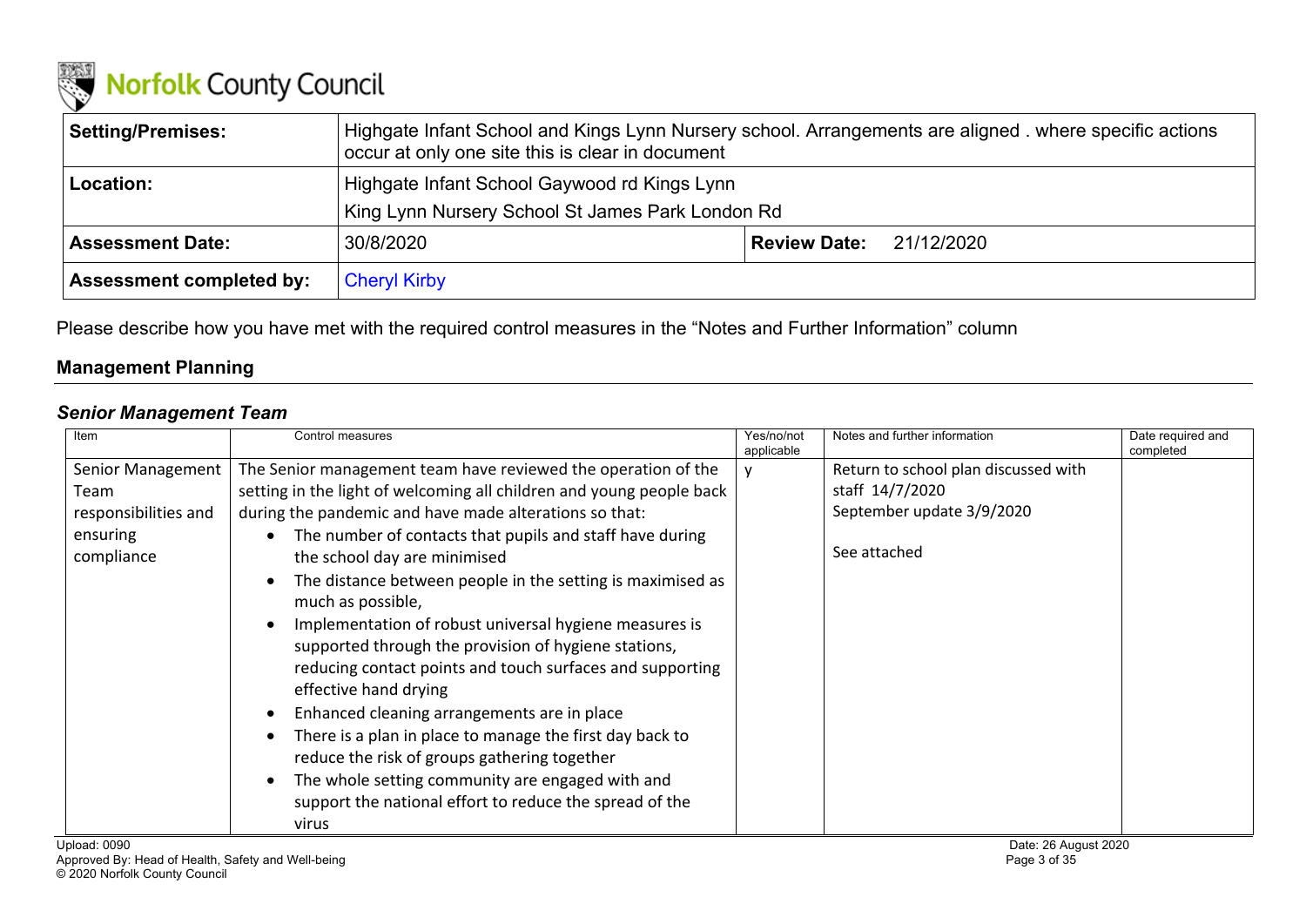| Setting/Premises: | Highgate Infant School and Kings Lynn Nursery school. Arrangements are aligned . where specific actions occur at only one site this is clear in document | | |
|---|---|---|---|
| **Location:** | Highgate Infant School Gaywood rd Kings Lynn<br>King Lynn Nursery School St James Park London Rd | | |
| **Assessment Date:** | 30/8/2020 | **Review Date:** | 21/12/2020 |
| **Assessment completed by:** | Cheryl Kirby | | |

Please describe how you have met with the required control measures in the "Notes and Further Information" column

## Management Planning

### *Senior Management Team*

| Item | Control measures | Yes/no/not applicable | Notes and further information | Date required and completed |
|---|---|---|---|---|
| Senior Management Team responsibilities and ensuring compliance | The Senior management team have reviewed the operation of the setting in the light of welcoming all children and young people back during the pandemic and have made alterations so that:<br>• The number of contacts that pupils and staff have during the school day are minimised<br>• The distance between people in the setting is maximised as much as possible,<br>• Implementation of robust universal hygiene measures is supported through the provision of hygiene stations, reducing contact points and touch surfaces and supporting effective hand drying<br>• Enhanced cleaning arrangements are in place<br>• There is a plan in place to manage the first day back to reduce the risk of groups gathering together<br>• The whole setting community are engaged with and support the national effort to reduce the spread of the virus | y | Return to school plan discussed with staff 14/7/2020<br>September update 3/9/2020<br><br>See attached | |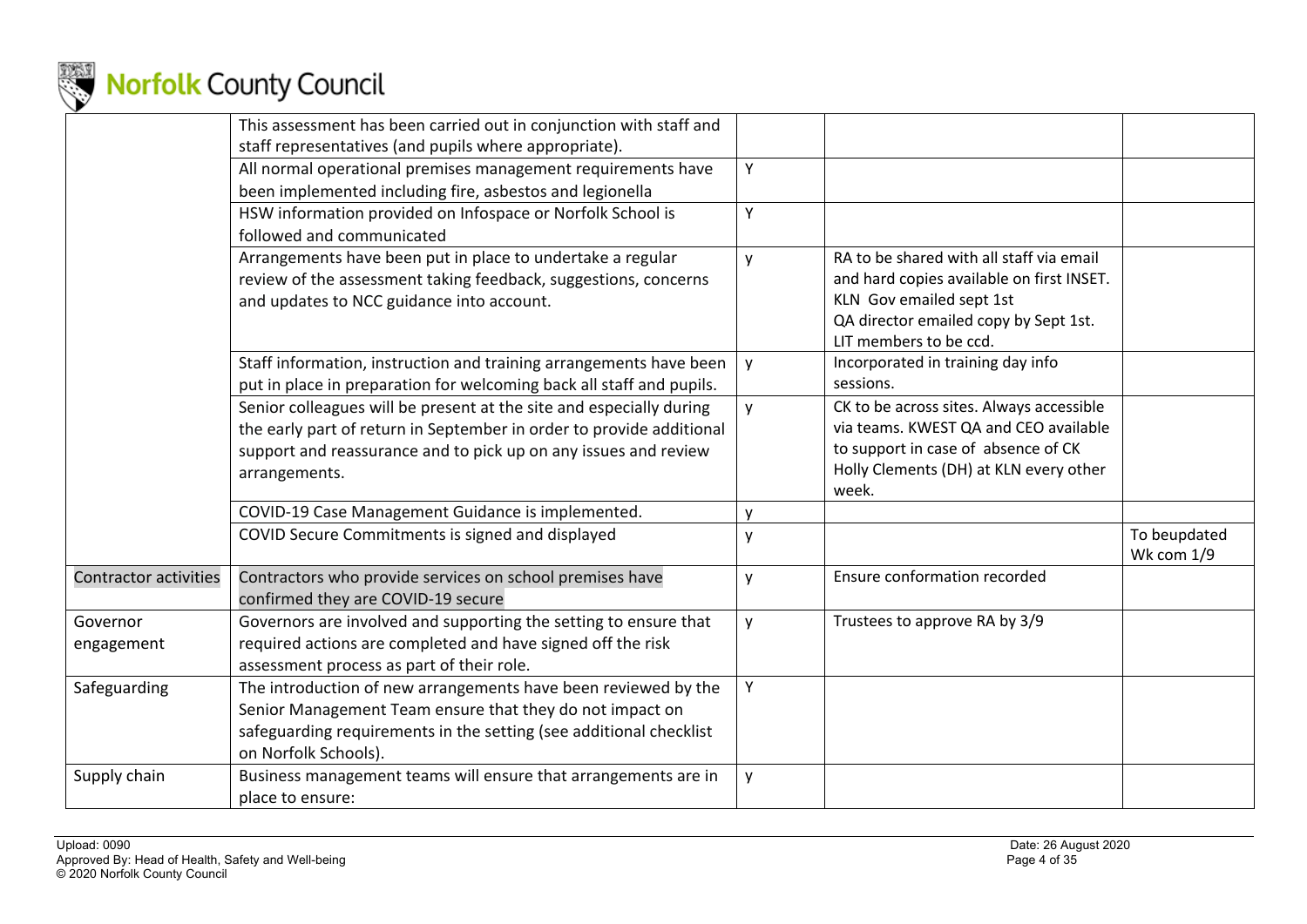| | | | | |
|---|---|---|---|---|
| | This assessment has been carried out in conjunction with staff and staff representatives (and pupils where appropriate). | | | |
| | All normal operational premises management requirements have been implemented including fire, asbestos and legionella | Y | | |
| | HSW information provided on Infospace or Norfolk School is followed and communicated | Y | | |
| | Arrangements have been put in place to undertake a regular review of the assessment taking feedback, suggestions, concerns and updates to NCC guidance into account. | y | RA to be shared with all staff via email and hard copies available on first INSET. KLN Gov emailed sept 1st QA director emailed copy by Sept 1st. LIT members to be ccd. | |
| | Staff information, instruction and training arrangements have been put in place in preparation for welcoming back all staff and pupils. | y | Incorporated in training day info sessions. | |
| | Senior colleagues will be present at the site and especially during the early part of return in September in order to provide additional support and reassurance and to pick up on any issues and review arrangements. | y | CK to be across sites. Always accessible via teams. KWEST QA and CEO available to support in case of absence of CK Holly Clements (DH) at KLN every other week. | |
| | COVID-19 Case Management Guidance is implemented. | y | | |
| | COVID Secure Commitments is signed and displayed | y | | To beupdated Wk com 1/9 |
| Contractor activities | Contractors who provide services on school premises have confirmed they are COVID-19 secure | y | Ensure conformation recorded | |
| Governor engagement | Governors are involved and supporting the setting to ensure that required actions are completed and have signed off the risk assessment process as part of their role. | y | Trustees to approve RA by 3/9 | |
| Safeguarding | The introduction of new arrangements have been reviewed by the Senior Management Team ensure that they do not impact on safeguarding requirements in the setting (see additional checklist on Norfolk Schools). | Y | | |
| Supply chain | Business management teams will ensure that arrangements are in place to ensure: | y | | |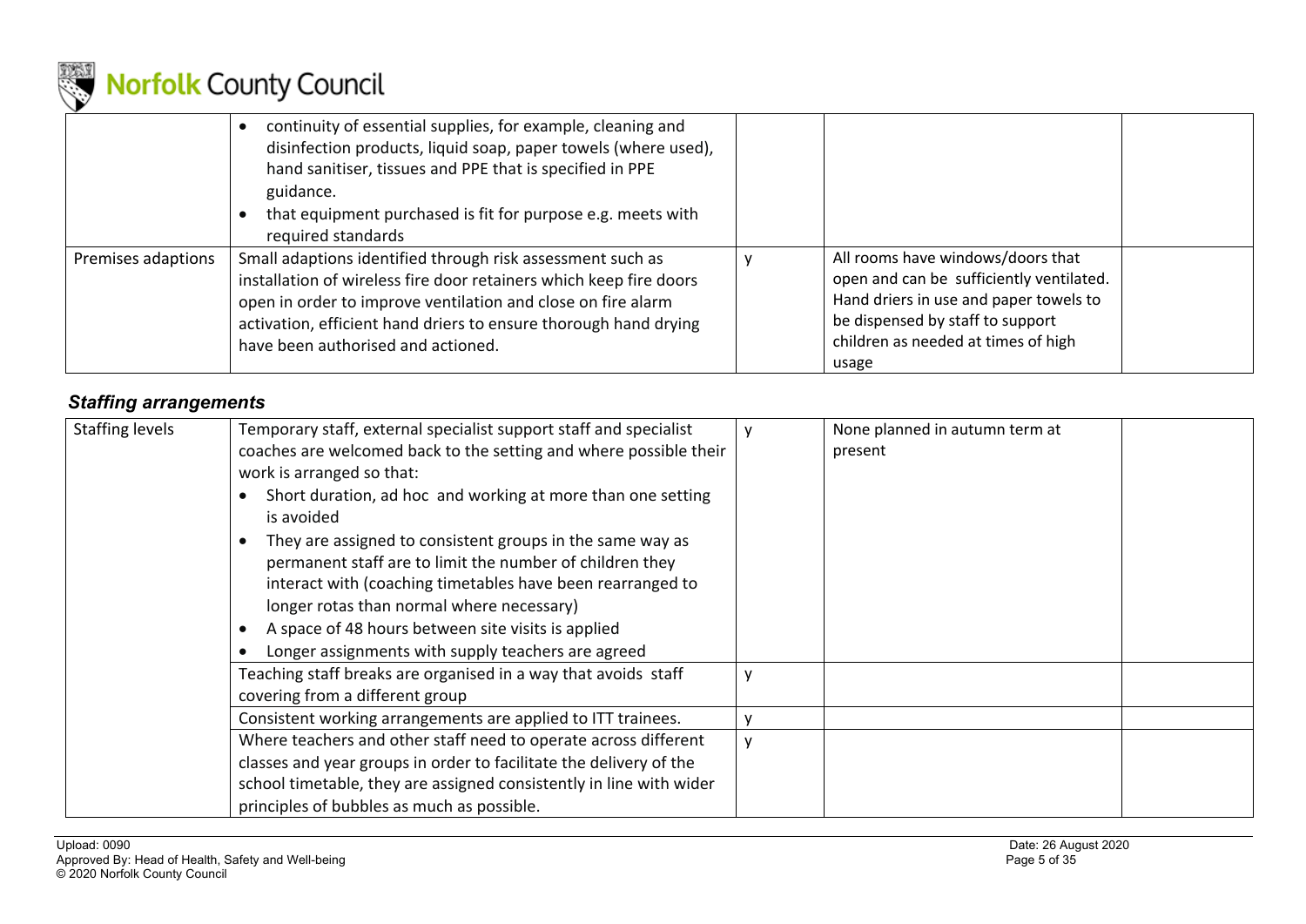| | | | | |
|---|---|---|---|---|
| | • continuity of essential supplies, for example, cleaning and disinfection products, liquid soap, paper towels (where used), hand sanitiser, tissues and PPE that is specified in PPE guidance.<br>• that equipment purchased is fit for purpose e.g. meets with required standards | | | |
| Premises adaptions | Small adaptions identified through risk assessment such as installation of wireless fire door retainers which keep fire doors open in order to improve ventilation and close on fire alarm activation, efficient hand driers to ensure thorough hand drying have been authorised and actioned. | y | All rooms have windows/doors that open and can be sufficiently ventilated. Hand driers in use and paper towels to be dispensed by staff to support children as needed at times of high usage | |

### *Staffing arrangements*

| | | | | |
|---|---|---|---|---|
| Staffing levels | Temporary staff, external specialist support staff and specialist coaches are welcomed back to the setting and where possible their work is arranged so that:<br>• Short duration, ad hoc and working at more than one setting is avoided<br>• They are assigned to consistent groups in the same way as permanent staff are to limit the number of children they interact with (coaching timetables have been rearranged to longer rotas than normal where necessary)<br>• A space of 48 hours between site visits is applied<br>• Longer assignments with supply teachers are agreed | y | None planned in autumn term at present | |
| | Teaching staff breaks are organised in a way that avoids staff covering from a different group | y | | |
| | Consistent working arrangements are applied to ITT trainees. | y | | |
| | Where teachers and other staff need to operate across different classes and year groups in order to facilitate the delivery of the school timetable, they are assigned consistently in line with wider principles of bubbles as much as possible. | y | | |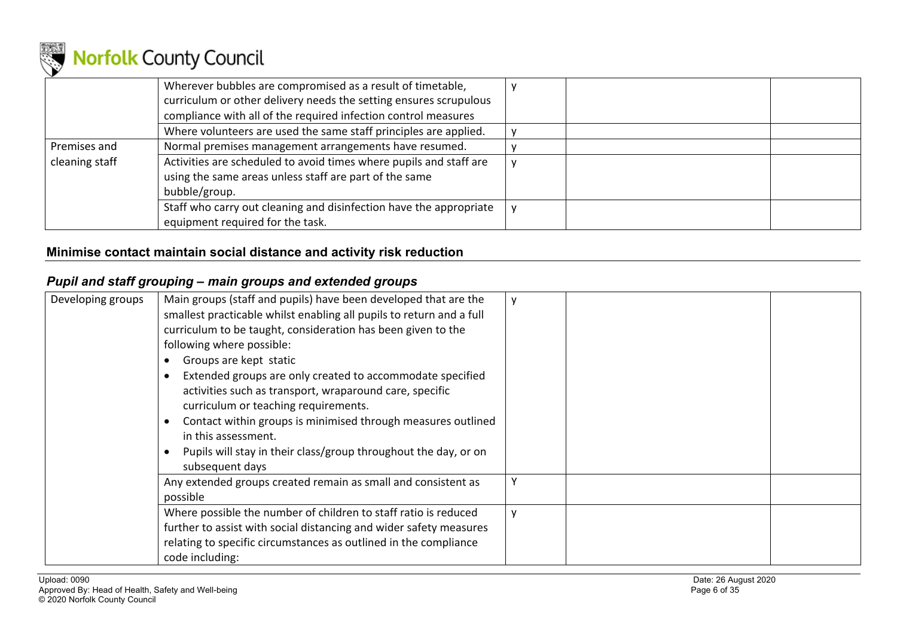| | | | | |
|---|---|---|---|---|
| | Wherever bubbles are compromised as a result of timetable, curriculum or other delivery needs the setting ensures scrupulous compliance with all of the required infection control measures | y | | |
| | Where volunteers are used the same staff principles are applied. | y | | |
| Premises and cleaning staff | Normal premises management arrangements have resumed. | y | | |
| | Activities are scheduled to avoid times where pupils and staff are using the same areas unless staff are part of the same bubble/group. | y | | |
| | Staff who carry out cleaning and disinfection have the appropriate equipment required for the task. | y | | |

## Minimise contact maintain social distance and activity risk reduction

### *Pupil and staff grouping – main groups and extended groups*

| | | | | |
|---|---|---|---|---|
| Developing groups | Main groups (staff and pupils) have been developed that are the smallest practicable whilst enabling all pupils to return and a full curriculum to be taught, consideration has been given to the following where possible:<br>• Groups are kept static<br>• Extended groups are only created to accommodate specified activities such as transport, wraparound care, specific curriculum or teaching requirements.<br>• Contact within groups is minimised through measures outlined in this assessment.<br>• Pupils will stay in their class/group throughout the day, or on subsequent days | y | | |
| | Any extended groups created remain as small and consistent as possible | Y | | |
| | Where possible the number of children to staff ratio is reduced further to assist with social distancing and wider safety measures relating to specific circumstances as outlined in the compliance code including: | y | | |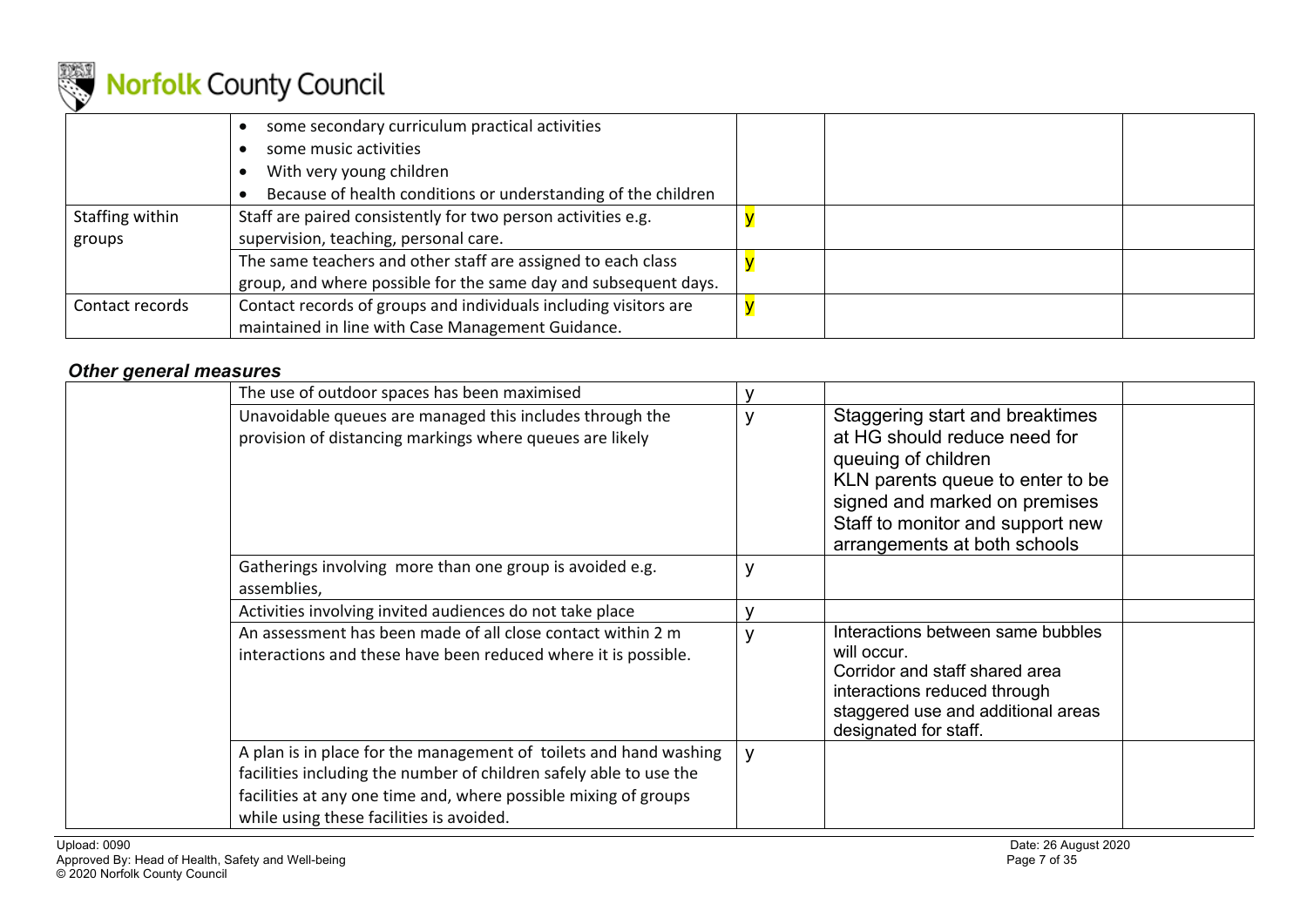| | | | | |
|---|---|---|---|---|
| | • some secondary curriculum practical activities<br>• some music activities<br>• With very young children<br>• Because of health conditions or understanding of the children | | | |
| Staffing within groups | Staff are paired consistently for two person activities e.g. supervision, teaching, personal care. | y | | |
| | The same teachers and other staff are assigned to each class group, and where possible for the same day and subsequent days. | y | | |
| Contact records | Contact records of groups and individuals including visitors are maintained in line with Case Management Guidance. | y | | |

### *Other general measures*

| | | | | |
|---|---|---|---|---|
| | The use of outdoor spaces has been maximised | y | | |
| | Unavoidable queues are managed this includes through the provision of distancing markings where queues are likely | y | Staggering start and breaktimes at HG should reduce need for queuing of children<br>KLN parents queue to enter to be signed and marked on premises<br>Staff to monitor and support new arrangements at both schools | |
| | Gatherings involving more than one group is avoided e.g. assemblies, | y | | |
| | Activities involving invited audiences do not take place | y | | |
| | An assessment has been made of all close contact within 2 m interactions and these have been reduced where it is possible. | y | Interactions between same bubbles will occur.<br>Corridor and staff shared area interactions reduced through staggered use and additional areas designated for staff. | |
| | A plan is in place for the management of toilets and hand washing facilities including the number of children safely able to use the facilities at any one time and, where possible mixing of groups while using these facilities is avoided. | y | | |

Upload: 0090
Approved By: Head of Health, Safety and Well-being
© 2020 Norfolk County Council

Date: 26 August 2020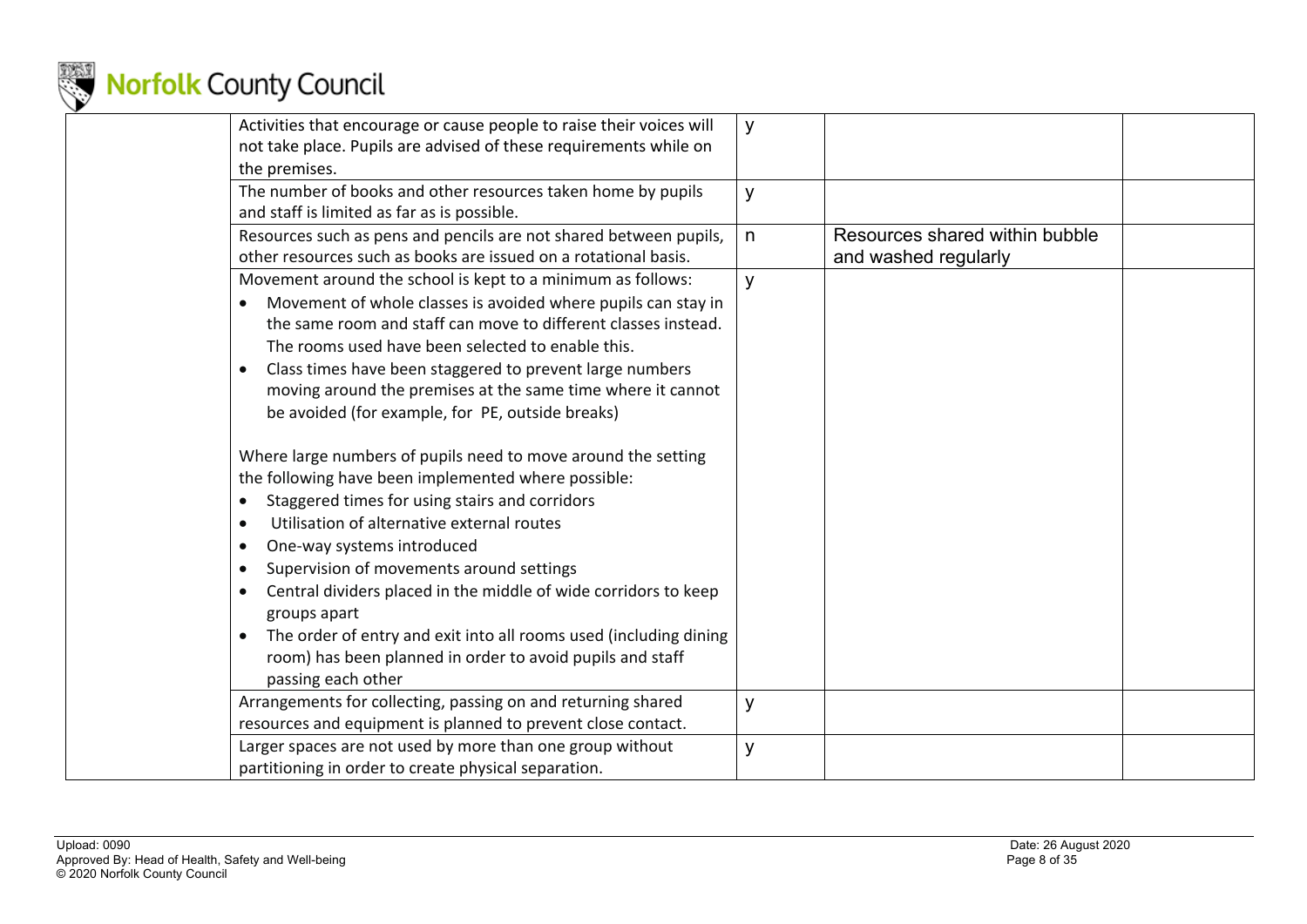| | | | | |
|---|---|---|---|---|
| | Activities that encourage or cause people to raise their voices will not take place. Pupils are advised of these requirements while on the premises. | y | | |
| | The number of books and other resources taken home by pupils and staff is limited as far as is possible. | y | | |
| | Resources such as pens and pencils are not shared between pupils, other resources such as books are issued on a rotational basis. | n | Resources shared within bubble and washed regularly | |
| | Movement around the school is kept to a minimum as follows:<br>• Movement of whole classes is avoided where pupils can stay in the same room and staff can move to different classes instead. The rooms used have been selected to enable this.<br>• Class times have been staggered to prevent large numbers moving around the premises at the same time where it cannot be avoided (for example, for PE, outside breaks)<br><br>Where large numbers of pupils need to move around the setting the following have been implemented where possible:<br>• Staggered times for using stairs and corridors<br>• Utilisation of alternative external routes<br>• One-way systems introduced<br>• Supervision of movements around settings<br>• Central dividers placed in the middle of wide corridors to keep groups apart<br>• The order of entry and exit into all rooms used (including dining room) has been planned in order to avoid pupils and staff passing each other | y | | |
| | Arrangements for collecting, passing on and returning shared resources and equipment is planned to prevent close contact. | y | | |
| | Larger spaces are not used by more than one group without partitioning in order to create physical separation. | y | | |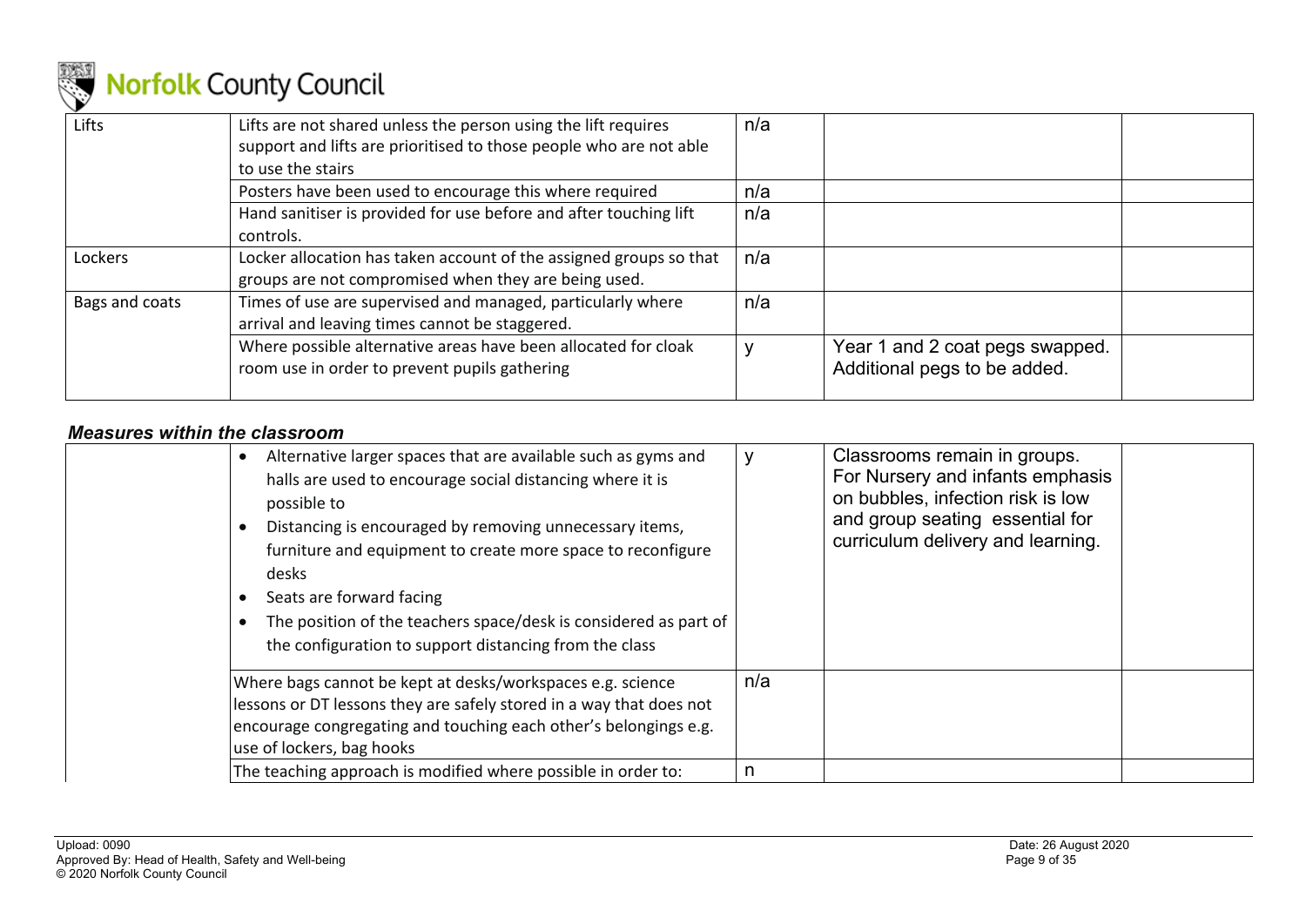| Lifts | Lifts are not shared unless the person using the lift requires support and lifts are prioritised to those people who are not able to use the stairs | n/a | | |
|---|---|---|---|---|
| | Posters have been used to encourage this where required | n/a | | |
| | Hand sanitiser is provided for use before and after touching lift controls. | n/a | | |
| Lockers | Locker allocation has taken account of the assigned groups so that groups are not compromised when they are being used. | n/a | | |
| Bags and coats | Times of use are supervised and managed, particularly where arrival and leaving times cannot be staggered. | n/a | | |
| | Where possible alternative areas have been allocated for cloak room use in order to prevent pupils gathering | y | Year 1 and 2 coat pegs swapped. Additional pegs to be added. | |

### *Measures within the classroom*

| | | | | |
|---|---|---|---|---|
| | • Alternative larger spaces that are available such as gyms and halls are used to encourage social distancing where it is possible to<br>• Distancing is encouraged by removing unnecessary items, furniture and equipment to create more space to reconfigure desks<br>• Seats are forward facing<br>• The position of the teachers space/desk is considered as part of the configuration to support distancing from the class | y | Classrooms remain in groups. For Nursery and infants emphasis on bubbles, infection risk is low and group seating essential for curriculum delivery and learning. | |
| | Where bags cannot be kept at desks/workspaces e.g. science lessons or DT lessons they are safely stored in a way that does not encourage congregating and touching each other's belongings e.g. use of lockers, bag hooks | n/a | | |
| | The teaching approach is modified where possible in order to: | n | | |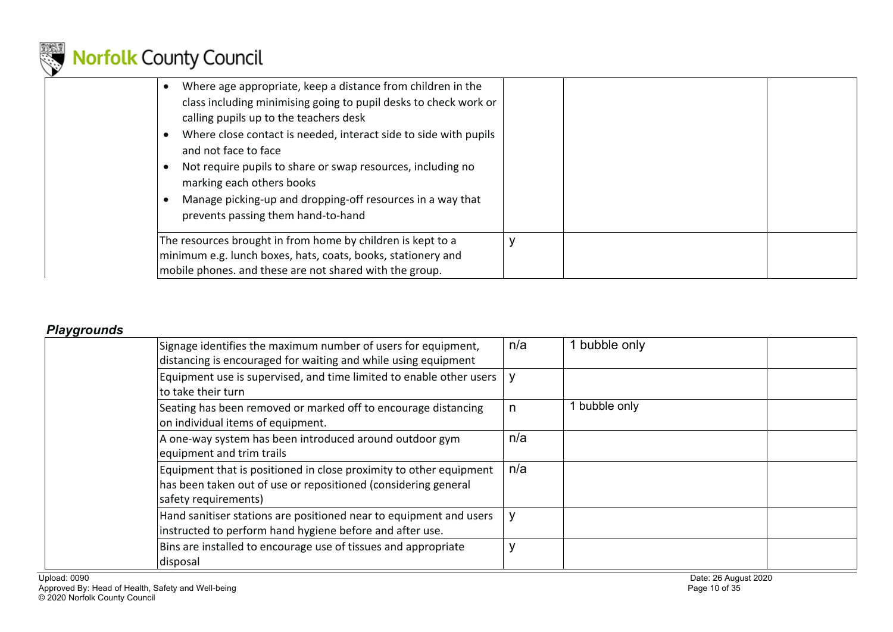| | | | | |
|---|---|---|---|---|
| | • Where age appropriate, keep a distance from children in the class including minimising going to pupil desks to check work or calling pupils up to the teachers desk<br>• Where close contact is needed, interact side to side with pupils and not face to face<br>• Not require pupils to share or swap resources, including no marking each others books<br>• Manage picking-up and dropping-off resources in a way that prevents passing them hand-to-hand | | | |
| | The resources brought in from home by children is kept to a minimum e.g. lunch boxes, hats, coats, books, stationery and mobile phones. and these are not shared with the group. | y | | |

### *Playgrounds*

| | | | | |
|---|---|---|---|---|
| | Signage identifies the maximum number of users for equipment, distancing is encouraged for waiting and while using equipment | n/a | 1 bubble only | |
| | Equipment use is supervised, and time limited to enable other users to take their turn | y | | |
| | Seating has been removed or marked off to encourage distancing on individual items of equipment. | n | 1 bubble only | |
| | A one-way system has been introduced around outdoor gym equipment and trim trails | n/a | | |
| | Equipment that is positioned in close proximity to other equipment has been taken out of use or repositioned (considering general safety requirements) | n/a | | |
| | Hand sanitiser stations are positioned near to equipment and users instructed to perform hand hygiene before and after use. | y | | |
| | Bins are installed to encourage use of tissues and appropriate disposal | y | | |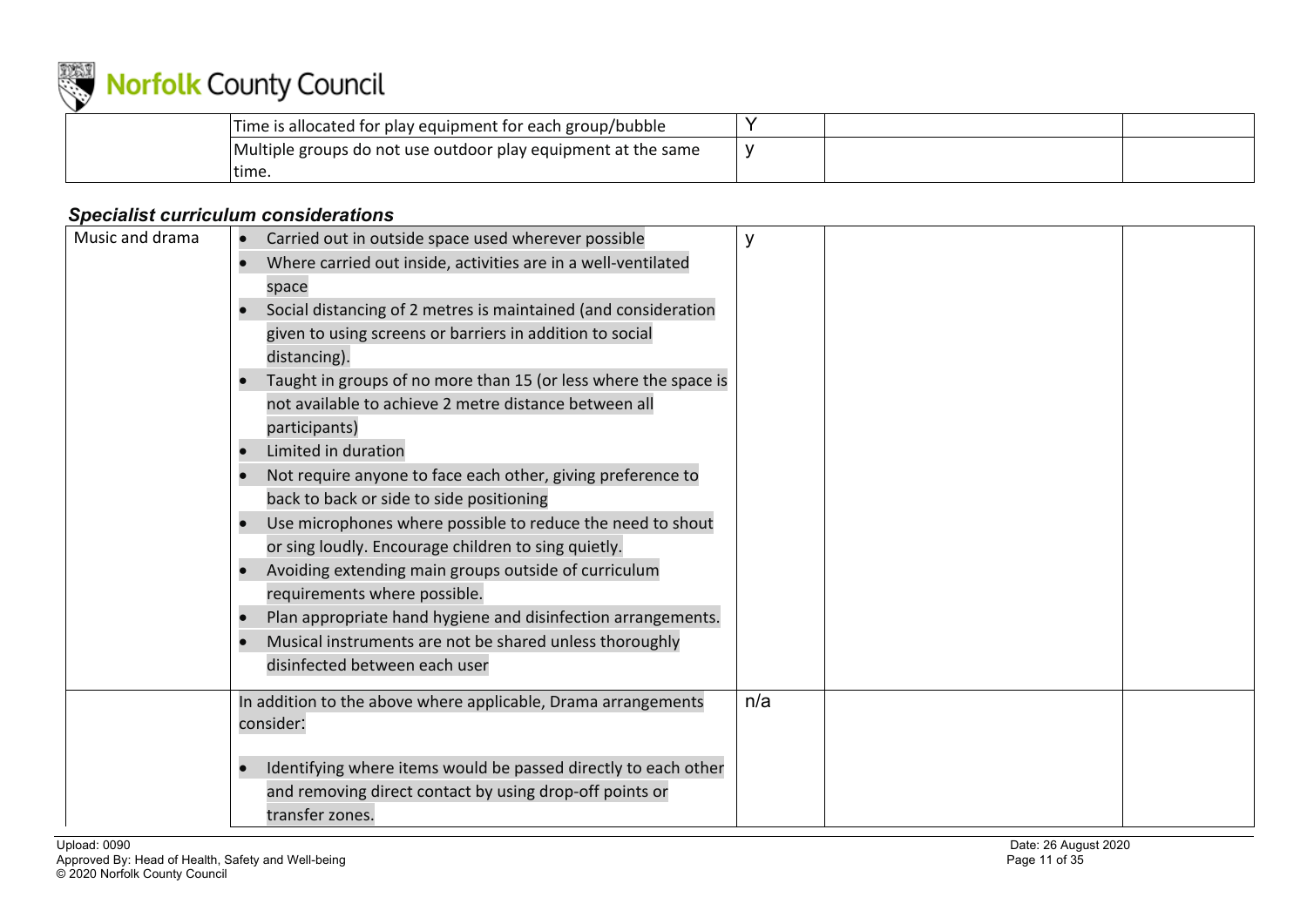| | | | | |
|---|---|---|---|---|
| | Time is allocated for play equipment for each group/bubble | Y | | |
| | Multiple groups do not use outdoor play equipment at the same time. | y | | |

### ***Specialist curriculum considerations***

| | | | | |
|---|---|---|---|---|
| Music and drama | • Carried out in outside space used wherever possible<br>• Where carried out inside, activities are in a well-ventilated space<br>• Social distancing of 2 metres is maintained (and consideration given to using screens or barriers in addition to social distancing).<br>• Taught in groups of no more than 15 (or less where the space is not available to achieve 2 metre distance between all participants)<br>• Limited in duration<br>• Not require anyone to face each other, giving preference to back to back or side to side positioning<br>• Use microphones where possible to reduce the need to shout or sing loudly. Encourage children to sing quietly.<br>• Avoiding extending main groups outside of curriculum requirements where possible.<br>• Plan appropriate hand hygiene and disinfection arrangements.<br>• Musical instruments are not shared unless thoroughly disinfected between each user | y | | |
| | In addition to the above where applicable, Drama arrangements consider:<br><br>• Identifying where items would be passed directly to each other and removing direct contact by using drop-off points or transfer zones. | n/a | | |

Upload: 0090
Approved By: Head of Health, Safety and Well-being
© 2020 Norfolk County Council

Date: 26 August 2020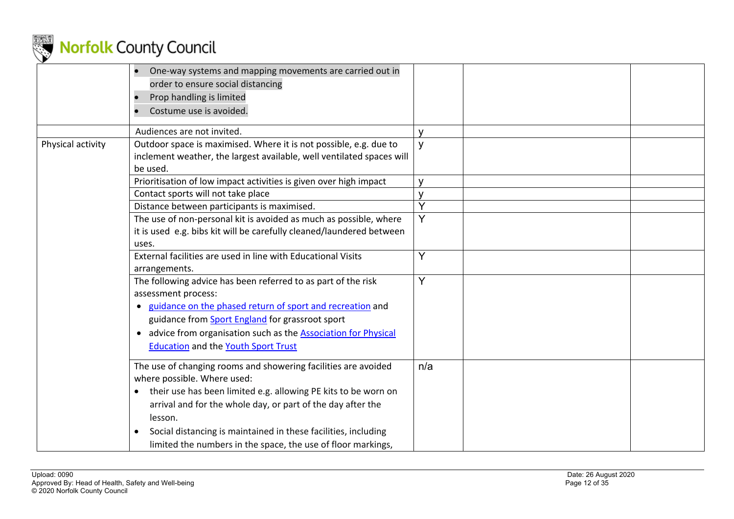| | | | | |
|---|---|---|---|---|
| | • One-way systems and mapping movements are carried out in order to ensure social distancing<br>• Prop handling is limited<br>• Costume use is avoided. | | | |
| | Audiences are not invited. | y | | |
| Physical activity | Outdoor space is maximised. Where it is not possible, e.g. due to inclement weather, the largest available, well ventilated spaces will be used. | y | | |
| | Prioritisation of low impact activities is given over high impact | y | | |
| | Contact sports will not take place | y | | |
| | Distance between participants is maximised. | Y | | |
| | The use of non-personal kit is avoided as much as possible, where it is used e.g. bibs kit will be carefully cleaned/laundered between uses. | Y | | |
| | External facilities are used in line with Educational Visits arrangements. | Y | | |
| | The following advice has been referred to as part of the risk assessment process:<br>• guidance on the phased return of sport and recreation and guidance from Sport England for grassroot sport<br>• advice from organisation such as the Association for Physical Education and the Youth Sport Trust | Y | | |
| | The use of changing rooms and showering facilities are avoided where possible. Where used:<br>• their use has been limited e.g. allowing PE kits to be worn on arrival and for the whole day, or part of the day after the lesson.<br>• Social distancing is maintained in these facilities, including limited the numbers in the space, the use of floor markings, | n/a | | |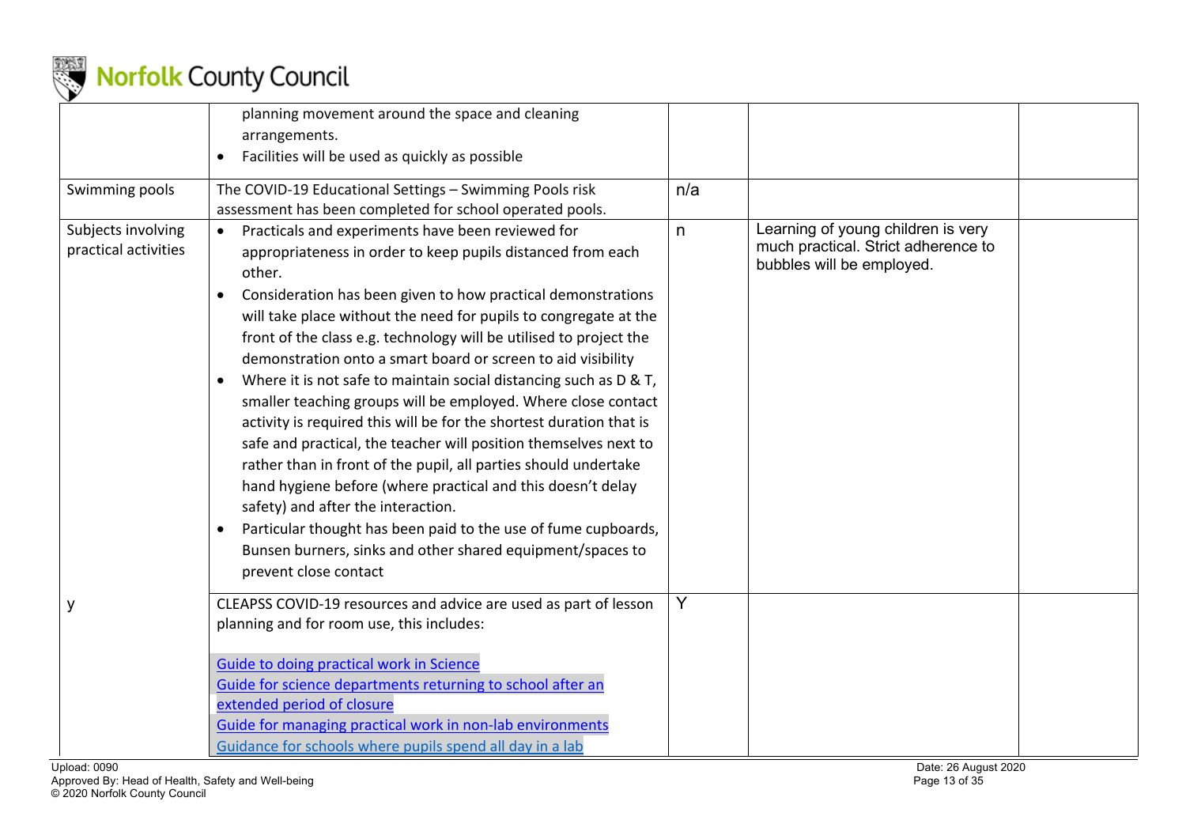| | | | | |
|---|---|---|---|---|
| | planning movement around the space and cleaning arrangements.<br>• Facilities will be used as quickly as possible | | | |
| Swimming pools | The COVID-19 Educational Settings – Swimming Pools risk assessment has been completed for school operated pools. | n/a | | |
| Subjects involving practical activities | • Practicals and experiments have been reviewed for appropriateness in order to keep pupils distanced from each other.<br>• Consideration has been given to how practical demonstrations will take place without the need for pupils to congregate at the front of the class e.g. technology will be utilised to project the demonstration onto a smart board or screen to aid visibility<br>• Where it is not safe to maintain social distancing such as D & T, smaller teaching groups will be employed. Where close contact activity is required this will be for the shortest duration that is safe and practical, the teacher will position themselves next to rather than in front of the pupil, all parties should undertake hand hygiene before (where practical and this doesn't delay safety) and after the interaction.<br>• Particular thought has been paid to the use of fume cupboards, Bunsen burners, sinks and other shared equipment/spaces to prevent close contact | n | Learning of young children is very much practical. Strict adherence to bubbles will be employed. | |
| y | CLEAPSS COVID-19 resources and advice are used as part of lesson planning and for room use, this includes:<br><br>Guide to doing practical work in Science<br>Guide for science departments returning to school after an extended period of closure<br>Guide for managing practical work in non-lab environments<br>Guidance for schools where pupils spend all day in a lab | Y | | |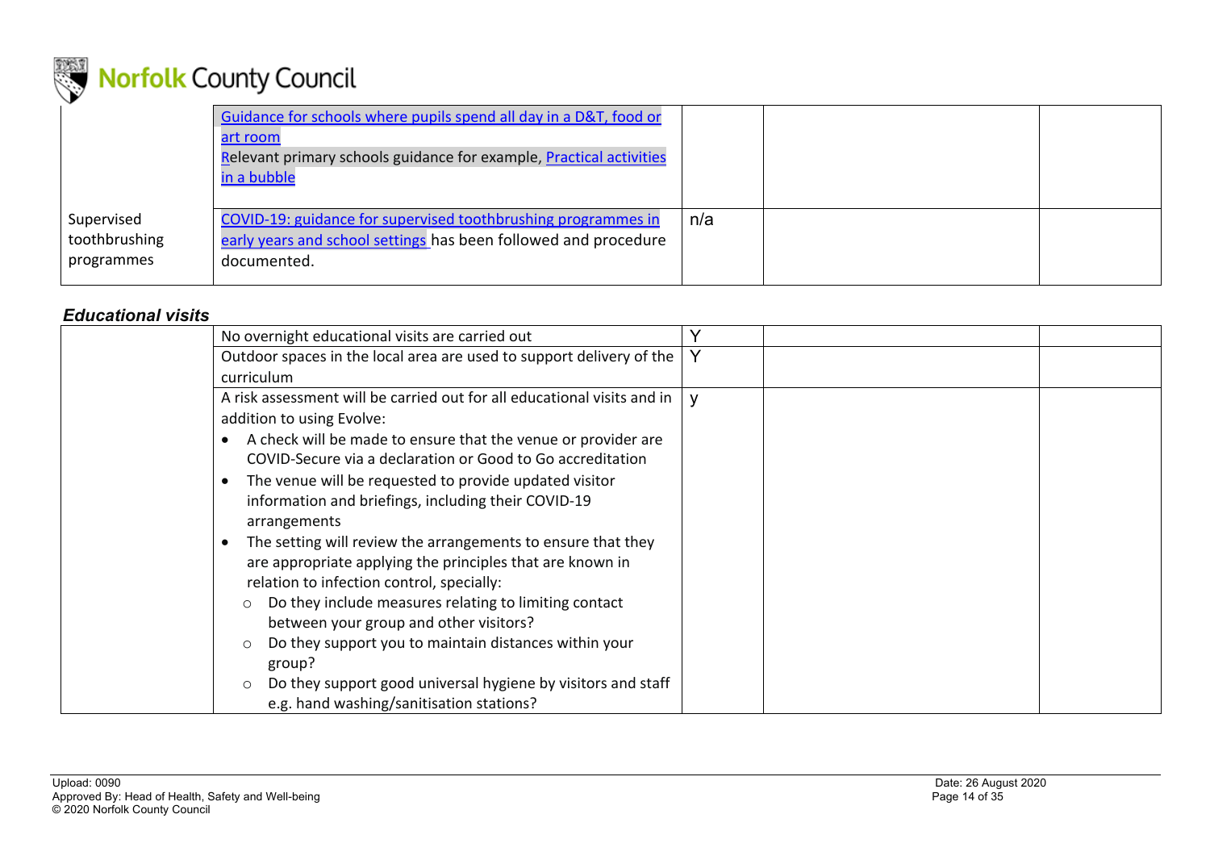| | | | | |
|---|---|---|---|---|
| | Guidance for schools where pupils spend all day in a D&T, food or art room<br>Relevant primary schools guidance for example, Practical activities in a bubble | | | |
| Supervised toothbrushing programmes | COVID-19: guidance for supervised toothbrushing programmes in early years and school settings has been followed and procedure documented. | n/a | | |

### *Educational visits*

| | | | | |
|---|---|---|---|---|
| | No overnight educational visits are carried out | Y | | |
| | Outdoor spaces in the local area are used to support delivery of the curriculum | Y | | |
| | A risk assessment will be carried out for all educational visits and in addition to using Evolve:<br>• A check will be made to ensure that the venue or provider are COVID-Secure via a declaration or Good to Go accreditation<br>• The venue will be requested to provide updated visitor information and briefings, including their COVID-19 arrangements<br>• The setting will review the arrangements to ensure that they are appropriate applying the principles that are known in relation to infection control, specially:<br>  ○ Do they include measures relating to limiting contact between your group and other visitors?<br>  ○ Do they support you to maintain distances within your group?<br>  ○ Do they support good universal hygiene by visitors and staff e.g. hand washing/sanitisation stations? | y | | |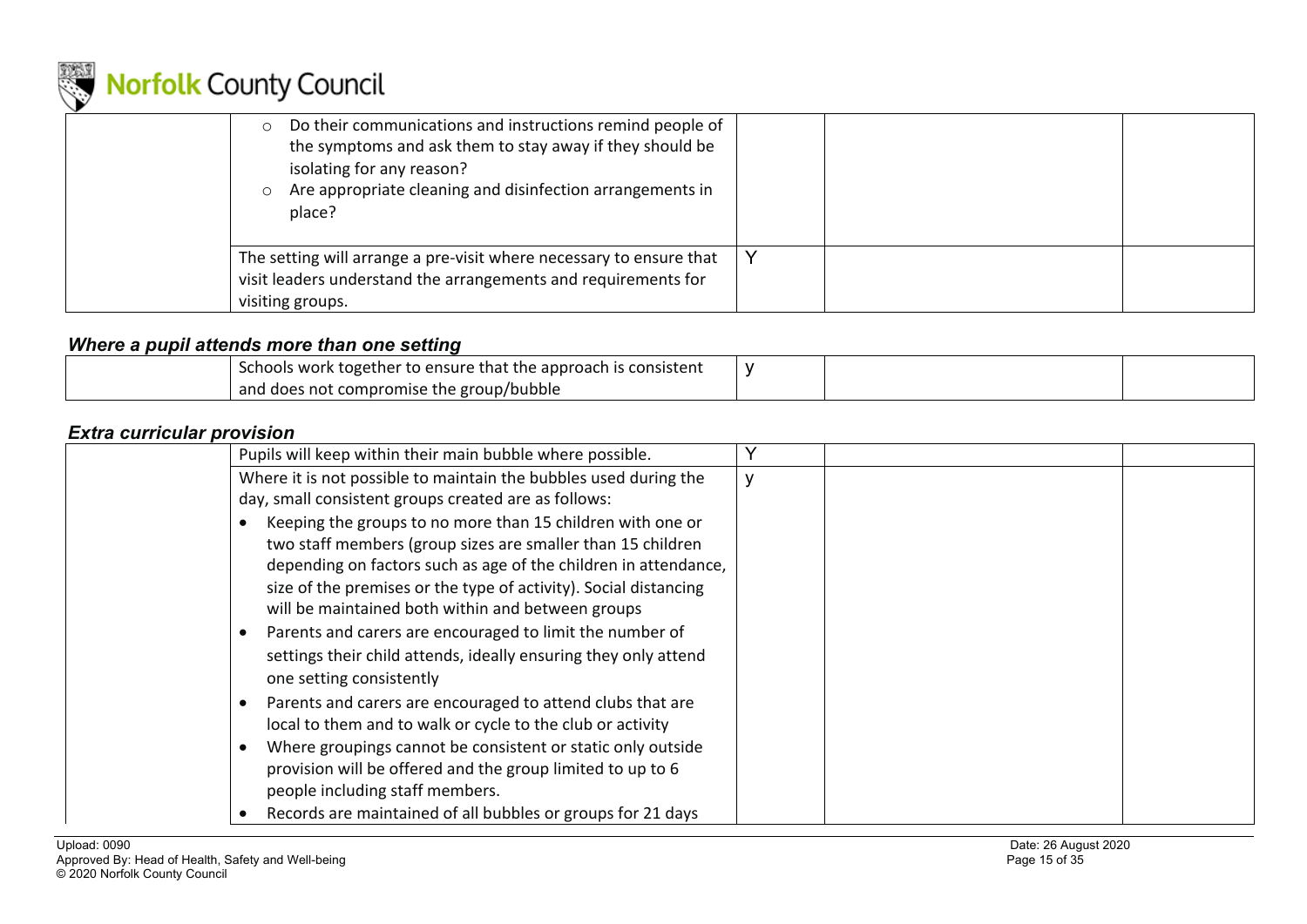|  |  |  |  |  |
|---|---|---|---|---|
|  | ○ Do their communications and instructions remind people of the symptoms and ask them to stay away if they should be isolating for any reason?<br>○ Are appropriate cleaning and disinfection arrangements in place? |  |  |  |
|  | The setting will arrange a pre-visit where necessary to ensure that visit leaders understand the arrangements and requirements for visiting groups. | Y |  |  |

### *Where a pupil attends more than one setting*

|  |  |  |  |  |
|---|---|---|---|---|
|  | Schools work together to ensure that the approach is consistent and does not compromise the group/bubble | y |  |  |

### *Extra curricular provision*

|  |  |  |  |  |
|---|---|---|---|---|
|  | Pupils will keep within their main bubble where possible. | Y |  |  |
|  | Where it is not possible to maintain the bubbles used during the day, small consistent groups created are as follows:<br>• Keeping the groups to no more than 15 children with one or two staff members (group sizes are smaller than 15 children depending on factors such as age of the children in attendance, size of the premises or the type of activity). Social distancing will be maintained both within and between groups<br>• Parents and carers are encouraged to limit the number of settings their child attends, ideally ensuring they only attend one setting consistently<br>• Parents and carers are encouraged to attend clubs that are local to them and to walk or cycle to the club or activity<br>• Where groupings cannot be consistent or static only outside provision will be offered and the group limited to up to 6 people including staff members.<br>• Records are maintained of all bubbles or groups for 21 days | y |  |  |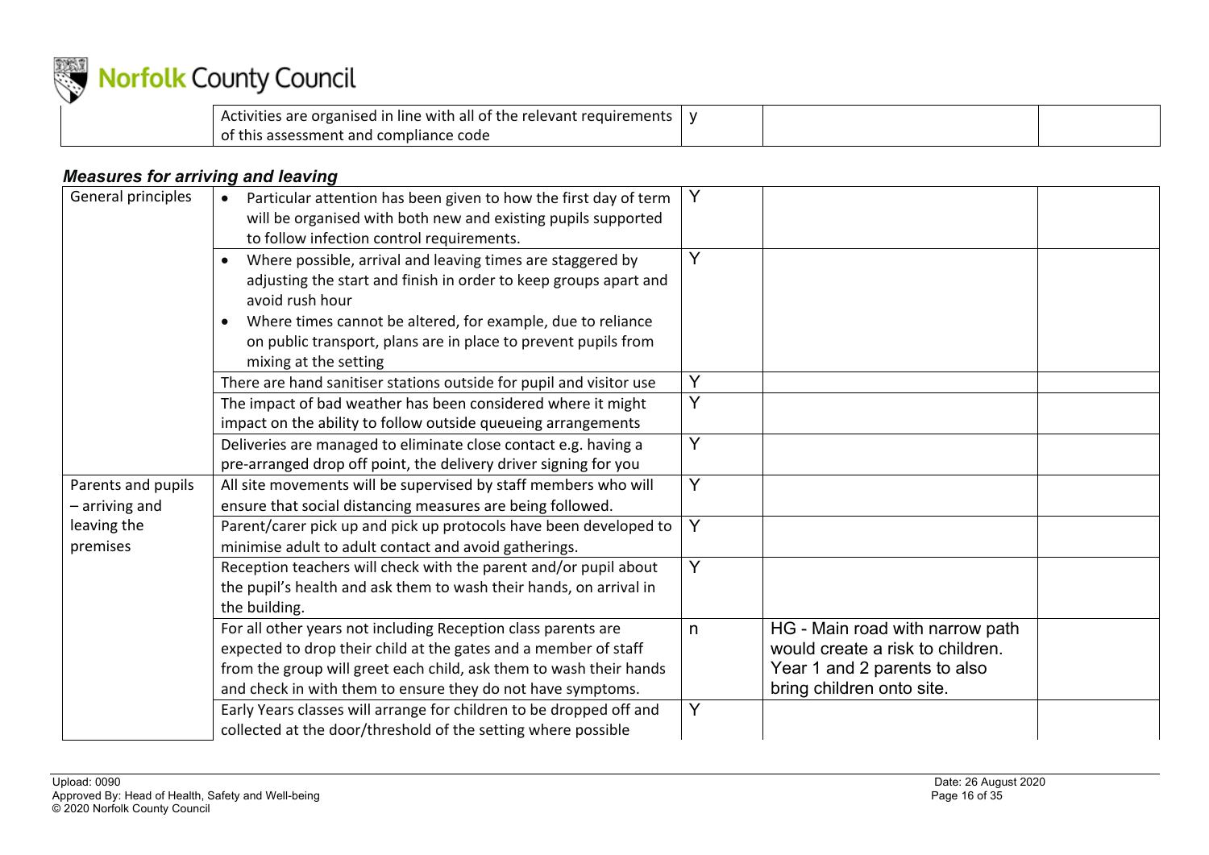| | Activities are organised in line with all of the relevant requirements of this assessment and compliance code | y | | |
|---|---|---|---|---|

### *Measures for arriving and leaving*

| | | | | |
|---|---|---|---|---|
| General principles | • Particular attention has been given to how the first day of term will be organised with both new and existing pupils supported to follow infection control requirements. | Y | | |
| | • Where possible, arrival and leaving times are staggered by adjusting the start and finish in order to keep groups apart and avoid rush hour<br>• Where times cannot be altered, for example, due to reliance on public transport, plans are in place to prevent pupils from mixing at the setting | Y | | |
| | There are hand sanitiser stations outside for pupil and visitor use | Y | | |
| | The impact of bad weather has been considered where it might impact on the ability to follow outside queueing arrangements | Y | | |
| | Deliveries are managed to eliminate close contact e.g. having a pre-arranged drop off point, the delivery driver signing for you | Y | | |
| Parents and pupils – arriving and leaving the premises | All site movements will be supervised by staff members who will ensure that social distancing measures are being followed. | Y | | |
| | Parent/carer pick up and pick up protocols have been developed to minimise adult to adult contact and avoid gatherings. | Y | | |
| | Reception teachers will check with the parent and/or pupil about the pupil's health and ask them to wash their hands, on arrival in the building. | Y | | |
| | For all other years not including Reception class parents are expected to drop their child at the gates and a member of staff from the group will greet each child, ask them to wash their hands and check in with them to ensure they do not have symptoms. | n | HG - Main road with narrow path would create a risk to children. Year 1 and 2 parents to also bring children onto site. | |
| | Early Years classes will arrange for children to be dropped off and collected at the door/threshold of the setting where possible | Y | | |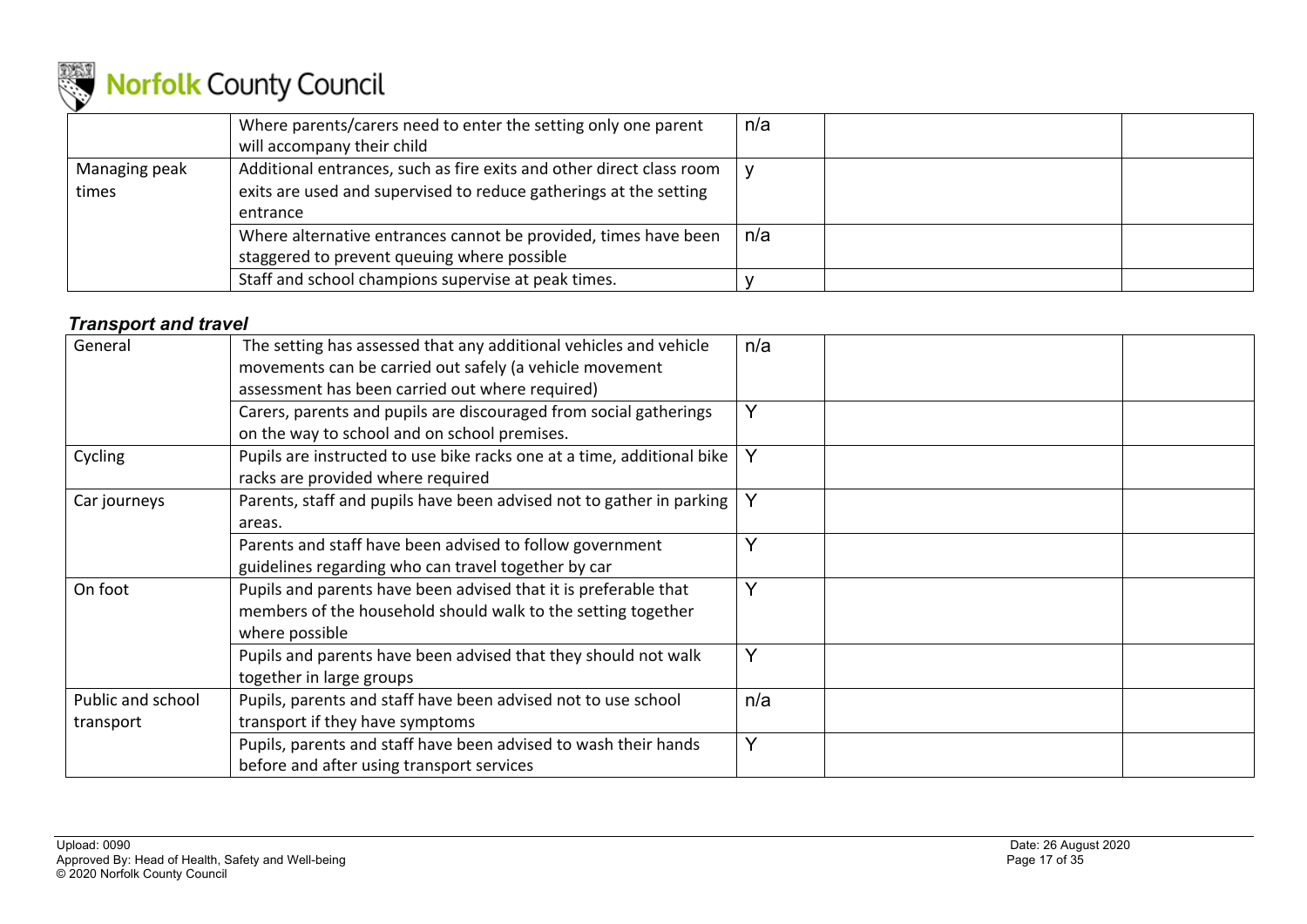| | | | | |
|---|---|---|---|---|
| | Where parents/carers need to enter the setting only one parent will accompany their child | n/a | | |
| Managing peak times | Additional entrances, such as fire exits and other direct class room exits are used and supervised to reduce gatherings at the setting entrance | y | | |
| | Where alternative entrances cannot be provided, times have been staggered to prevent queuing where possible | n/a | | |
| | Staff and school champions supervise at peak times. | y | | |

### *Transport and travel*

| | | | | |
|---|---|---|---|---|
| General | The setting has assessed that any additional vehicles and vehicle movements can be carried out safely (a vehicle movement assessment has been carried out where required) | n/a | | |
| | Carers, parents and pupils are discouraged from social gatherings on the way to school and on school premises. | Y | | |
| Cycling | Pupils are instructed to use bike racks one at a time, additional bike racks are provided where required | Y | | |
| Car journeys | Parents, staff and pupils have been advised not to gather in parking areas. | Y | | |
| | Parents and staff have been advised to follow government guidelines regarding who can travel together by car | Y | | |
| On foot | Pupils and parents have been advised that it is preferable that members of the household should walk to the setting together where possible | Y | | |
| | Pupils and parents have been advised that they should not walk together in large groups | Y | | |
| Public and school transport | Pupils, parents and staff have been advised not to use school transport if they have symptoms | n/a | | |
| | Pupils, parents and staff have been advised to wash their hands before and after using transport services | Y | | |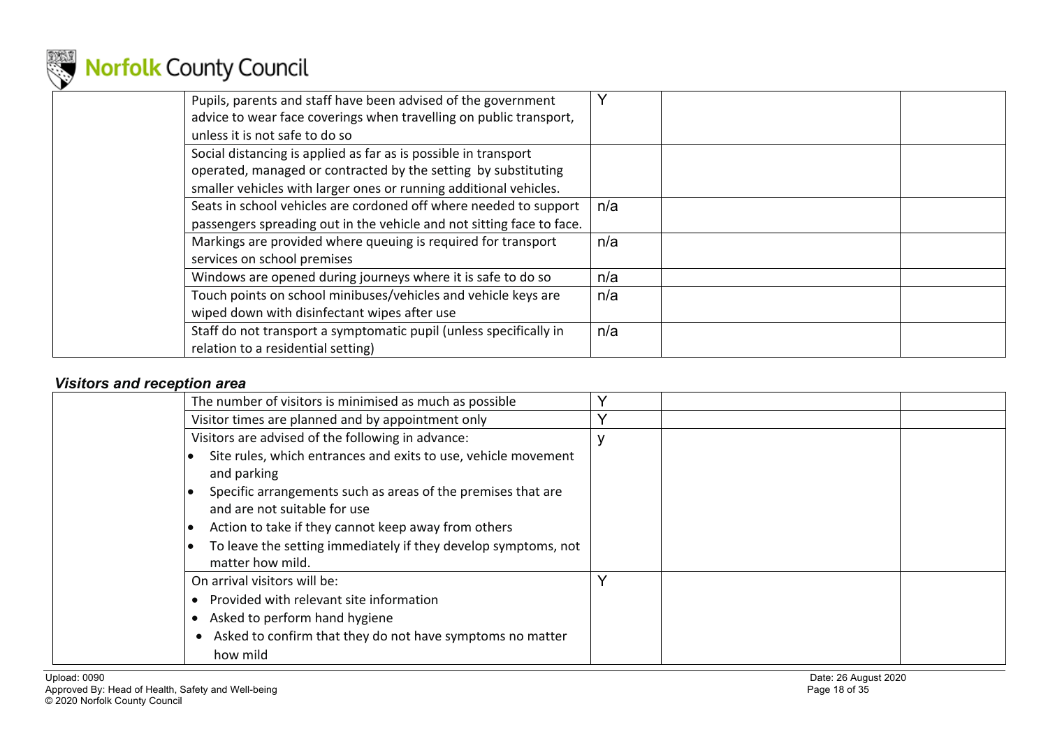| | | | | |
|---|---|---|---|---|
| | Pupils, parents and staff have been advised of the government advice to wear face coverings when travelling on public transport, unless it is not safe to do so | Y | | |
| | Social distancing is applied as far as is possible in transport operated, managed or contracted by the setting by substituting smaller vehicles with larger ones or running additional vehicles. | | | |
| | Seats in school vehicles are cordoned off where needed to support passengers spreading out in the vehicle and not sitting face to face. | n/a | | |
| | Markings are provided where queuing is required for transport services on school premises | n/a | | |
| | Windows are opened during journeys where it is safe to do so | n/a | | |
| | Touch points on school minibuses/vehicles and vehicle keys are wiped down with disinfectant wipes after use | n/a | | |
| | Staff do not transport a symptomatic pupil (unless specifically in relation to a residential setting) | n/a | | |

### *Visitors and reception area*

| | | | | |
|---|---|---|---|---|
| | The number of visitors is minimised as much as possible | Y | | |
| | Visitor times are planned and by appointment only | Y | | |
| | Visitors are advised of the following in advance:<br>• Site rules, which entrances and exits to use, vehicle movement and parking<br>• Specific arrangements such as areas of the premises that are and are not suitable for use<br>• Action to take if they cannot keep away from others<br>• To leave the setting immediately if they develop symptoms, not matter how mild. | y | | |
| | On arrival visitors will be:<br>• Provided with relevant site information<br>• Asked to perform hand hygiene<br>• Asked to confirm that they do not have symptoms no matter how mild | Y | | |

Upload: 0090
Approved By: Head of Health, Safety and Well-being
© 2020 Norfolk County Council
Date: 26 August 2020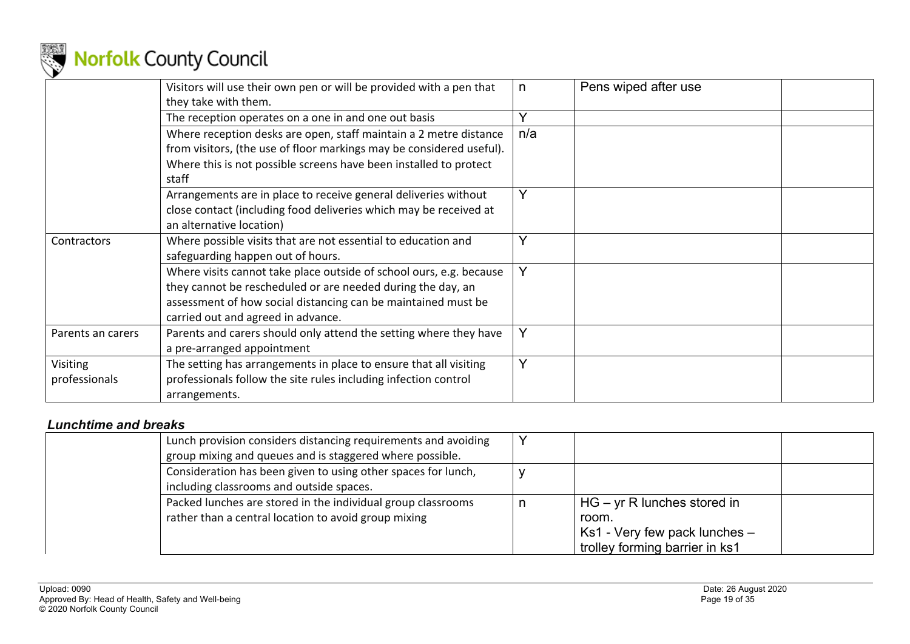| | | | | |
|---|---|---|---|---|
| | Visitors will use their own pen or will be provided with a pen that they take with them. | n | Pens wiped after use | |
| | The reception operates on a one in and one out basis | Y | | |
| | Where reception desks are open, staff maintain a 2 metre distance from visitors, (the use of floor markings may be considered useful). Where this is not possible screens have been installed to protect staff | n/a | | |
| | Arrangements are in place to receive general deliveries without close contact (including food deliveries which may be received at an alternative location) | Y | | |
| Contractors | Where possible visits that are not essential to education and safeguarding happen out of hours. | Y | | |
| | Where visits cannot take place outside of school ours, e.g. because they cannot be rescheduled or are needed during the day, an assessment of how social distancing can be maintained must be carried out and agreed in advance. | Y | | |
| Parents an carers | Parents and carers should only attend the setting where they have a pre-arranged appointment | Y | | |
| Visiting professionals | The setting has arrangements in place to ensure that all visiting professionals follow the site rules including infection control arrangements. | Y | | |

### *Lunchtime and breaks*

| | | | | |
|---|---|---|---|---|
| | Lunch provision considers distancing requirements and avoiding group mixing and queues and is staggered where possible. | Y | | |
| | Consideration has been given to using other spaces for lunch, including classrooms and outside spaces. | y | | |
| | Packed lunches are stored in the individual group classrooms rather than a central location to avoid group mixing | n | HG – yr R lunches stored in room.<br>Ks1 - Very few pack lunches – trolley forming barrier in ks1 | |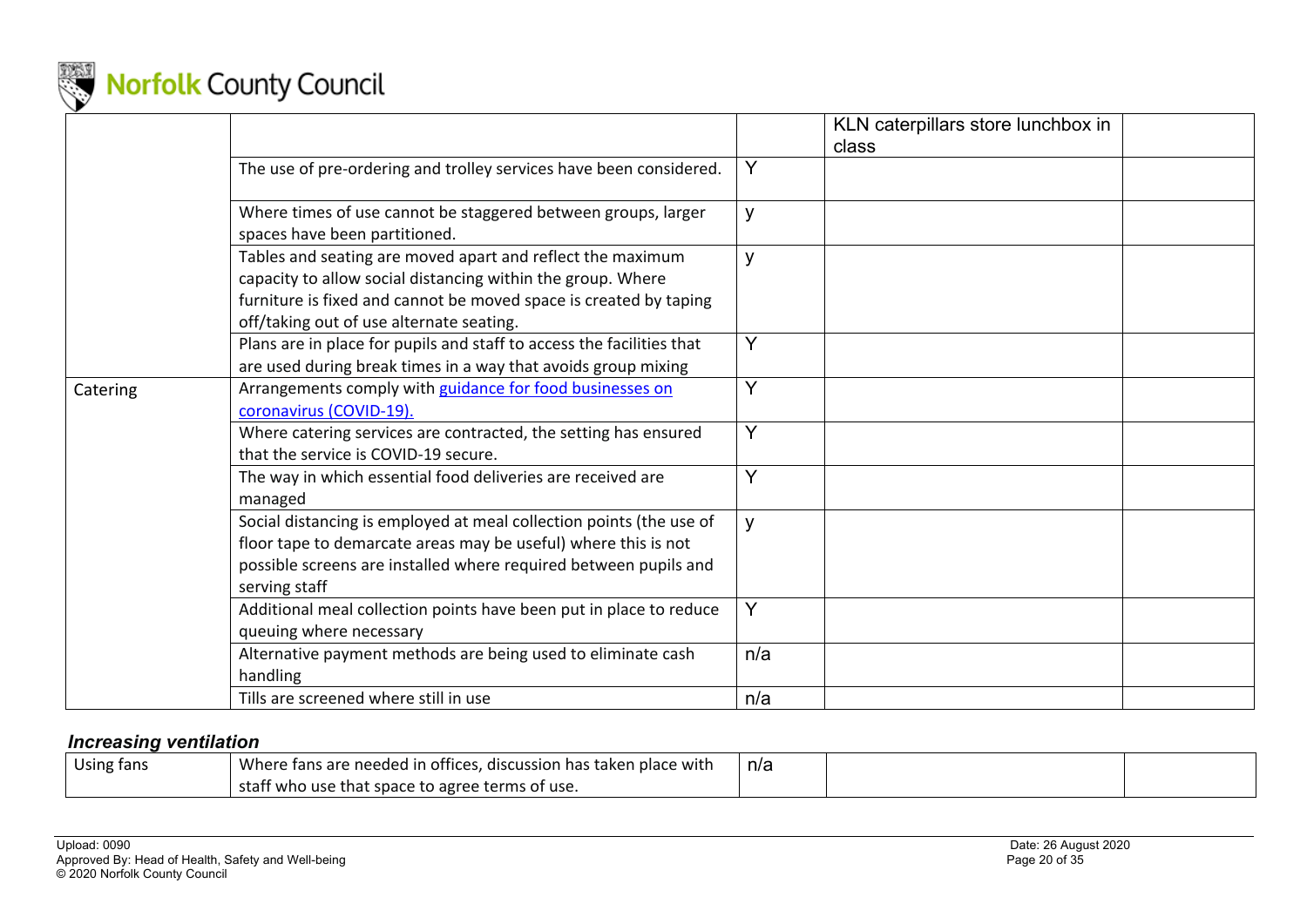| | | | | |
|---|---|---|---|---|
| | | | KLN caterpillars store lunchbox in class | |
| | The use of pre-ordering and trolley services have been considered. | Y | | |
| | Where times of use cannot be staggered between groups, larger spaces have been partitioned. | y | | |
| | Tables and seating are moved apart and reflect the maximum capacity to allow social distancing within the group. Where furniture is fixed and cannot be moved space is created by taping off/taking out of use alternate seating. | y | | |
| | Plans are in place for pupils and staff to access the facilities that are used during break times in a way that avoids group mixing | Y | | |
| Catering | Arrangements comply with [guidance for food businesses on coronavirus (COVID-19).]() | Y | | |
| | Where catering services are contracted, the setting has ensured that the service is COVID-19 secure. | Y | | |
| | The way in which essential food deliveries are received are managed | Y | | |
| | Social distancing is employed at meal collection points (the use of floor tape to demarcate areas may be useful) where this is not possible screens are installed where required between pupils and serving staff | y | | |
| | Additional meal collection points have been put in place to reduce queuing where necessary | Y | | |
| | Alternative payment methods are being used to eliminate cash handling | n/a | | |
| | Tills are screened where still in use | n/a | | |

### *Increasing ventilation*

| | | | | |
|---|---|---|---|---|
| Using fans | Where fans are needed in offices, discussion has taken place with staff who use that space to agree terms of use. | n/a | | |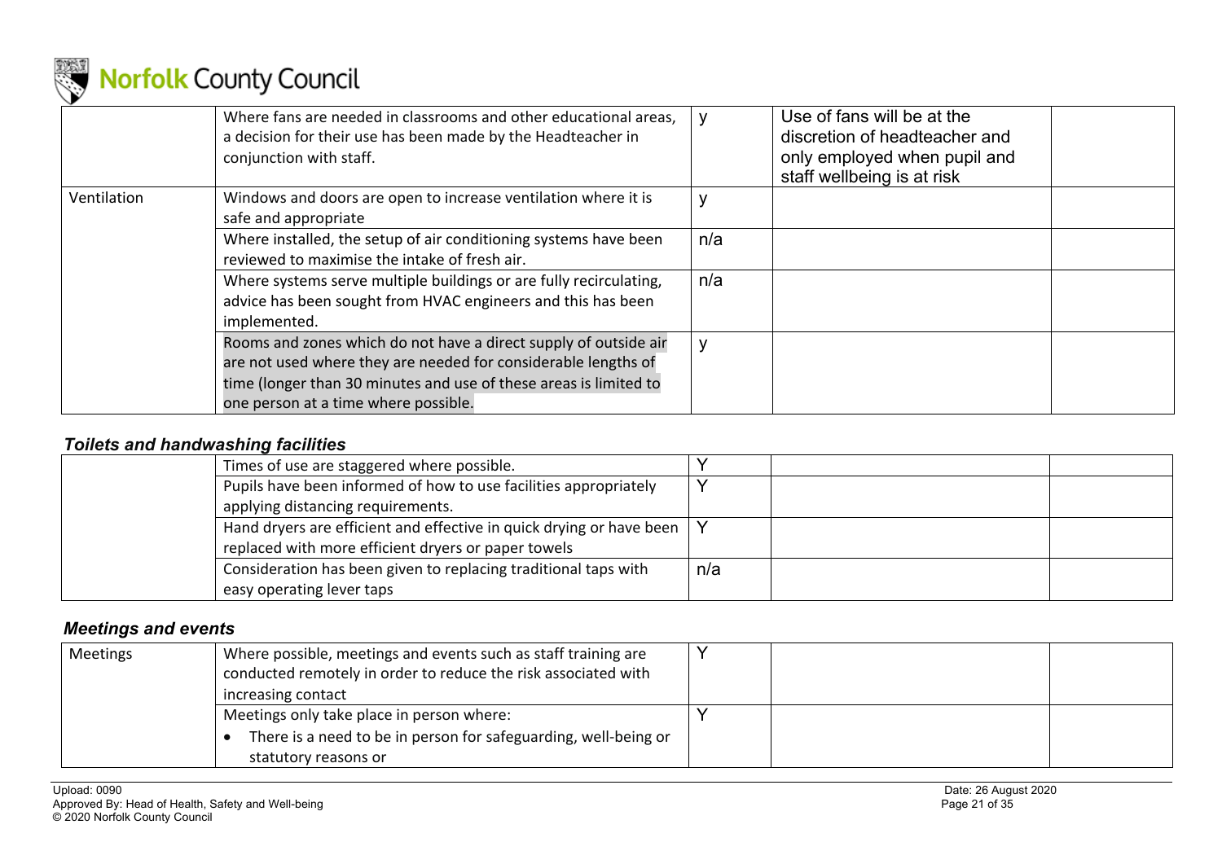| | | | | |
|---|---|---|---|---|
| | Where fans are needed in classrooms and other educational areas, a decision for their use has been made by the Headteacher in conjunction with staff. | y | Use of fans will be at the discretion of headteacher and only employed when pupil and staff wellbeing is at risk | |
| Ventilation | Windows and doors are open to increase ventilation where it is safe and appropriate | y | | |
| | Where installed, the setup of air conditioning systems have been reviewed to maximise the intake of fresh air. | n/a | | |
| | Where systems serve multiple buildings or are fully recirculating, advice has been sought from HVAC engineers and this has been implemented. | n/a | | |
| | Rooms and zones which do not have a direct supply of outside air are not used where they are needed for considerable lengths of time (longer than 30 minutes and use of these areas is limited to one person at a time where possible. | y | | |

### *Toilets and handwashing facilities*

| | | | | |
|---|---|---|---|---|
| | Times of use are staggered where possible. | Y | | |
| | Pupils have been informed of how to use facilities appropriately applying distancing requirements. | Y | | |
| | Hand dryers are efficient and effective in quick drying or have been replaced with more efficient dryers or paper towels | Y | | |
| | Consideration has been given to replacing traditional taps with easy operating lever taps | n/a | | |

### *Meetings and events*

| | | | | |
|---|---|---|---|---|
| Meetings | Where possible, meetings and events such as staff training are conducted remotely in order to reduce the risk associated with increasing contact | Y | | |
| | Meetings only take place in person where:<br>• There is a need to be in person for safeguarding, well-being or statutory reasons or | Y | | |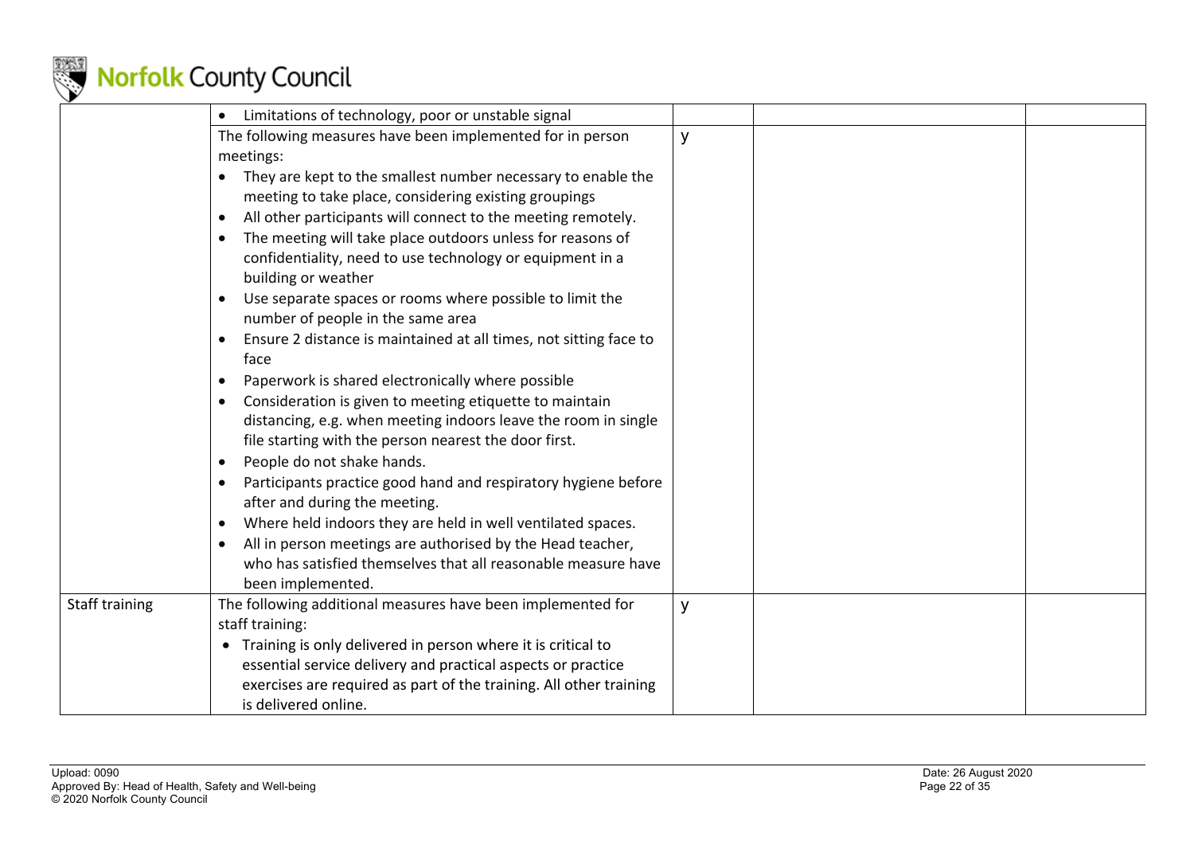| | | | | |
|---|---|---|---|---|
| | • Limitations of technology, poor or unstable signal | | | |
| | The following measures have been implemented for in person meetings:<br>• They are kept to the smallest number necessary to enable the meeting to take place, considering existing groupings<br>• All other participants will connect to the meeting remotely.<br>• The meeting will take place outdoors unless for reasons of confidentiality, need to use technology or equipment in a building or weather<br>• Use separate spaces or rooms where possible to limit the number of people in the same area<br>• Ensure 2 distance is maintained at all times, not sitting face to face<br>• Paperwork is shared electronically where possible<br>• Consideration is given to meeting etiquette to maintain distancing, e.g. when meeting indoors leave the room in single file starting with the person nearest the door first.<br>• People do not shake hands.<br>• Participants practice good hand and respiratory hygiene before after and during the meeting.<br>• Where held indoors they are held in well ventilated spaces.<br>• All in person meetings are authorised by the Head teacher, who has satisfied themselves that all reasonable measure have been implemented. | y | | |
| Staff training | The following additional measures have been implemented for staff training:<br>• Training is only delivered in person where it is critical to essential service delivery and practical aspects or practice exercises are required as part of the training. All other training is delivered online. | y | | |

Upload: 0090
Approved By: Head of Health, Safety and Well-being
© 2020 Norfolk County Council

Date: 26 August 2020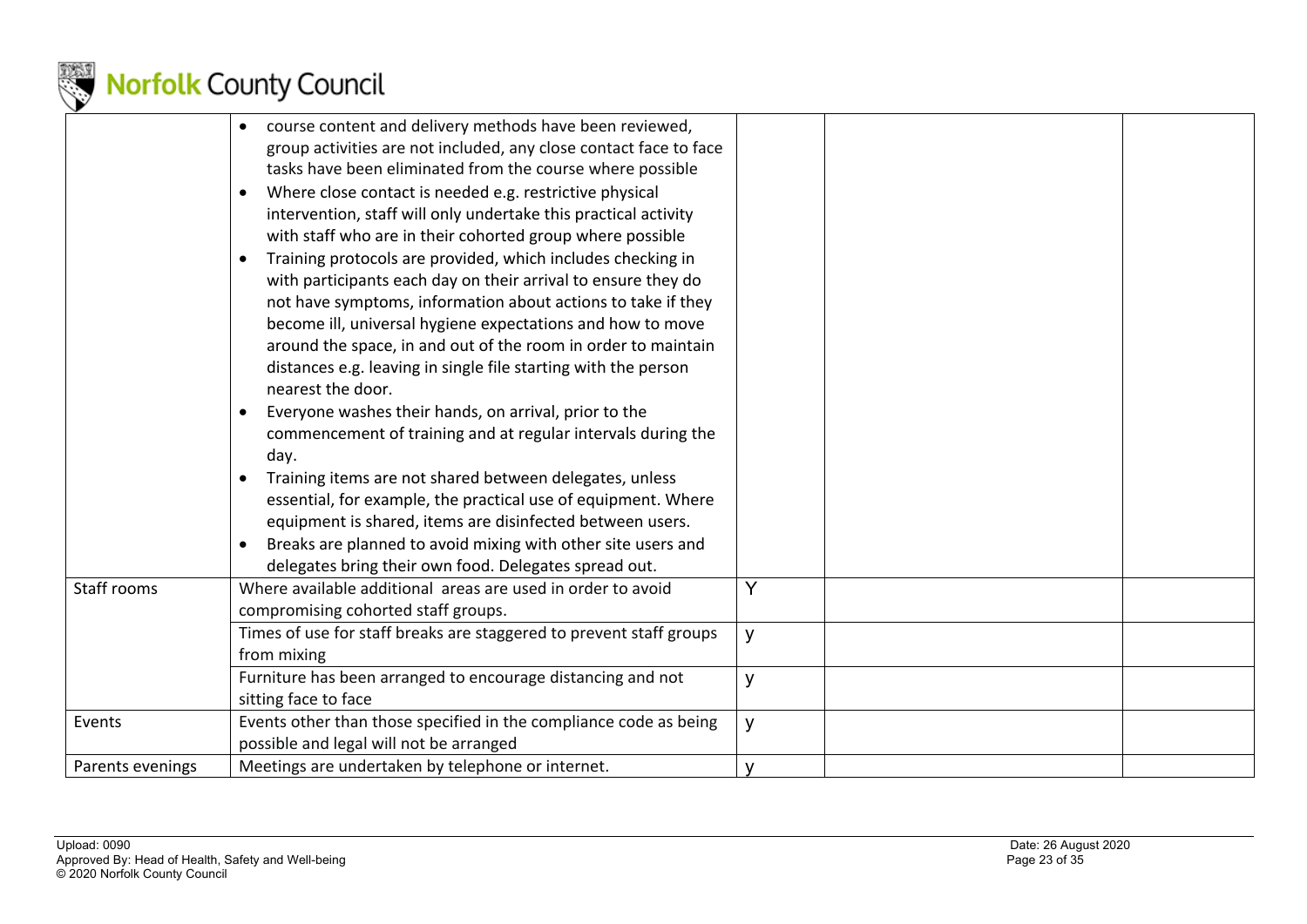| | | | | |
|---|---|---|---|---|
| | • course content and delivery methods have been reviewed, group activities are not included, any close contact face to face tasks have been eliminated from the course where possible<br>• Where close contact is needed e.g. restrictive physical intervention, staff will only undertake this practical activity with staff who are in their cohorted group where possible<br>• Training protocols are provided, which includes checking in with participants each day on their arrival to ensure they do not have symptoms, information about actions to take if they become ill, universal hygiene expectations and how to move around the space, in and out of the room in order to maintain distances e.g. leaving in single file starting with the person nearest the door.<br>• Everyone washes their hands, on arrival, prior to the commencement of training and at regular intervals during the day.<br>• Training items are not shared between delegates, unless essential, for example, the practical use of equipment. Where equipment is shared, items are disinfected between users.<br>• Breaks are planned to avoid mixing with other site users and delegates bring their own food. Delegates spread out. | | | |
| Staff rooms | Where available additional areas are used in order to avoid compromising cohorted staff groups. | Y | | |
| | Times of use for staff breaks are staggered to prevent staff groups from mixing | y | | |
| | Furniture has been arranged to encourage distancing and not sitting face to face | y | | |
| Events | Events other than those specified in the compliance code as being possible and legal will not be arranged | y | | |
| Parents evenings | Meetings are undertaken by telephone or internet. | y | | |

Upload: 0090
Approved By: Head of Health, Safety and Well-being
© 2020 Norfolk County Council

Date: 26 August 2020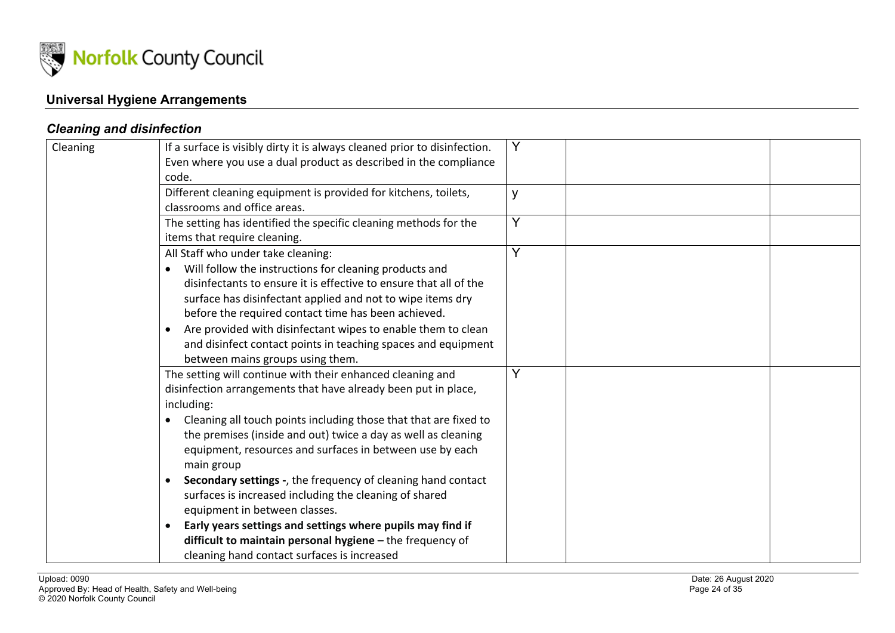## Universal Hygiene Arrangements

### *Cleaning and disinfection*

| | | | | |
|---|---|---|---|---|
| Cleaning | If a surface is visibly dirty it is always cleaned prior to disinfection. Even where you use a dual product as described in the compliance code. | Y | | |
| | Different cleaning equipment is provided for kitchens, toilets, classrooms and office areas. | y | | |
| | The setting has identified the specific cleaning methods for the items that require cleaning. | Y | | |
| | All Staff who under take cleaning:<br>• Will follow the instructions for cleaning products and disinfectants to ensure it is effective to ensure that all of the surface has disinfectant applied and not to wipe items dry before the required contact time has been achieved.<br>• Are provided with disinfectant wipes to enable them to clean and disinfect contact points in teaching spaces and equipment between mains groups using them. | Y | | |
| | The setting will continue with their enhanced cleaning and disinfection arrangements that have already been put in place, including:<br>• Cleaning all touch points including those that that are fixed to the premises (inside and out) twice a day as well as cleaning equipment, resources and surfaces in between use by each main group<br>• **Secondary settings -**, the frequency of cleaning hand contact surfaces is increased including the cleaning of shared equipment in between classes.<br>• **Early years settings and settings where pupils may find if difficult to maintain personal hygiene –** the frequency of cleaning hand contact surfaces is increased | Y | | |

Upload: 0090
Approved By: Head of Health, Safety and Well-being
© 2020 Norfolk County Council
Date: 26 August 2020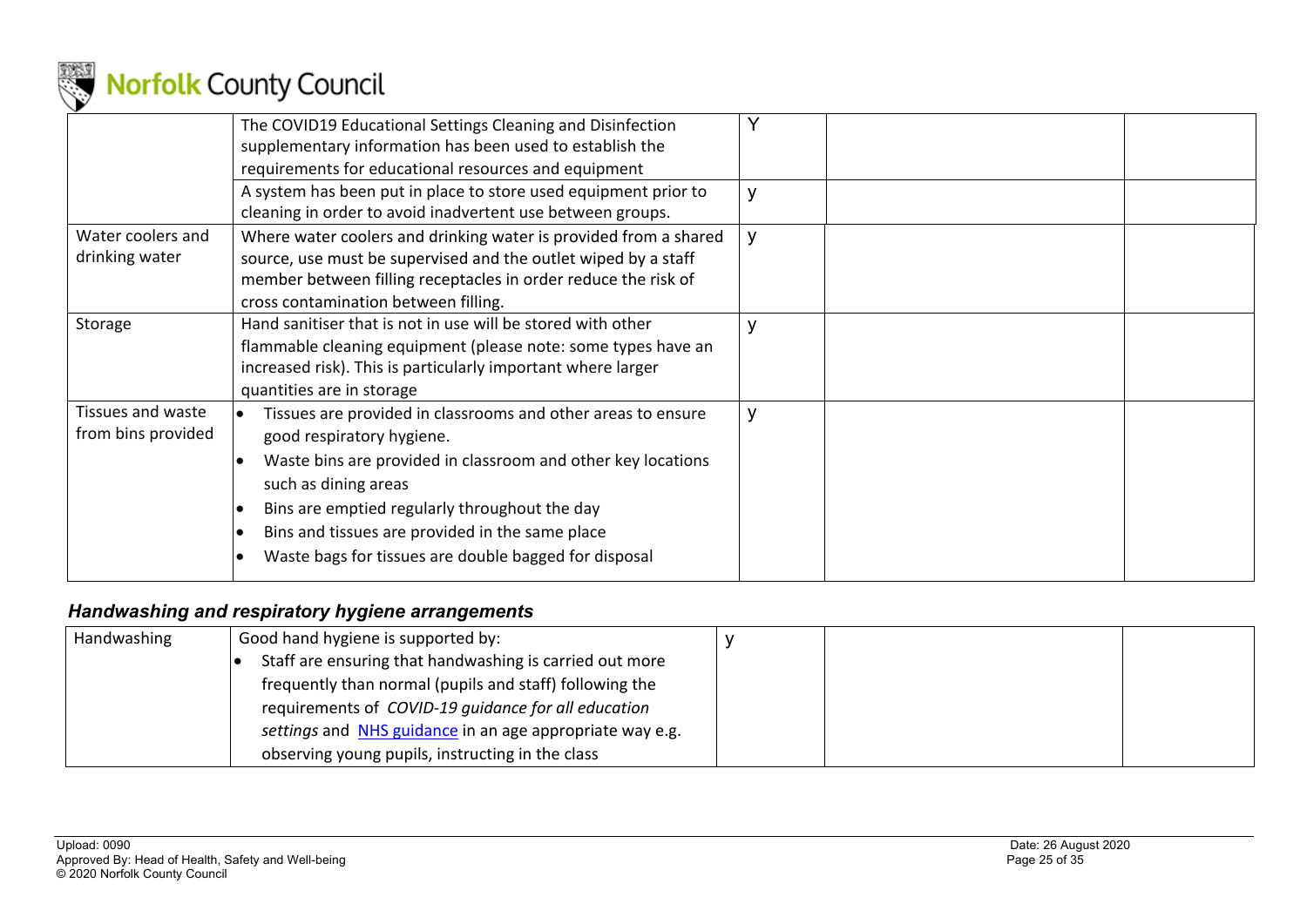| | | | | |
|---|---|---|---|---|
| | The COVID19 Educational Settings Cleaning and Disinfection supplementary information has been used to establish the requirements for educational resources and equipment | Y | | |
| | A system has been put in place to store used equipment prior to cleaning in order to avoid inadvertent use between groups. | y | | |
| Water coolers and drinking water | Where water coolers and drinking water is provided from a shared source, use must be supervised and the outlet wiped by a staff member between filling receptacles in order reduce the risk of cross contamination between filling. | y | | |
| Storage | Hand sanitiser that is not in use will be stored with other flammable cleaning equipment (please note: some types have an increased risk). This is particularly important where larger quantities are in storage | y | | |
| Tissues and waste from bins provided | • Tissues are provided in classrooms and other areas to ensure good respiratory hygiene.<br>• Waste bins are provided in classroom and other key locations such as dining areas<br>• Bins are emptied regularly throughout the day<br>• Bins and tissues are provided in the same place<br>• Waste bags for tissues are double bagged for disposal | y | | |

### *Handwashing and respiratory hygiene arrangements*

| | | | | |
|---|---|---|---|---|
| Handwashing | Good hand hygiene is supported by:<br>• Staff are ensuring that handwashing is carried out more frequently than normal (pupils and staff) following the requirements of *COVID-19 guidance for all education settings* and NHS guidance in an age appropriate way e.g. observing young pupils, instructing in the class | y | | |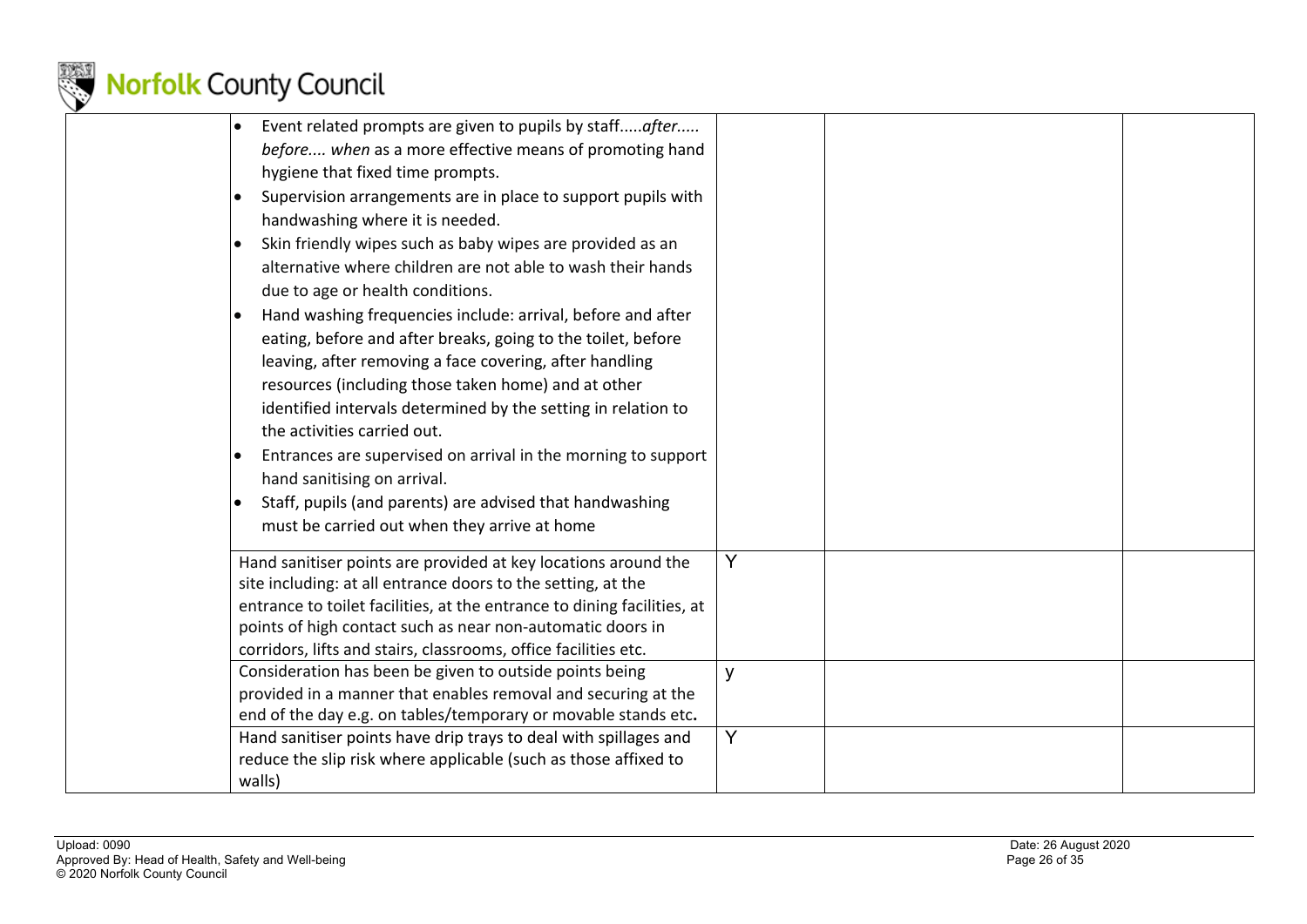| | | | | |
|---|---|---|---|---|
| | • Event related prompts are given to pupils by staff.....*after..... before.... when* as a more effective means of promoting hand hygiene that fixed time prompts.<br>• Supervision arrangements are in place to support pupils with handwashing where it is needed.<br>• Skin friendly wipes such as baby wipes are provided as an alternative where children are not able to wash their hands due to age or health conditions.<br>• Hand washing frequencies include: arrival, before and after eating, before and after breaks, going to the toilet, before leaving, after removing a face covering, after handling resources (including those taken home) and at other identified intervals determined by the setting in relation to the activities carried out.<br>• Entrances are supervised on arrival in the morning to support hand sanitising on arrival.<br>• Staff, pupils (and parents) are advised that handwashing must be carried out when they arrive at home | | | |
| | Hand sanitiser points are provided at key locations around the site including: at all entrance doors to the setting, at the entrance to toilet facilities, at the entrance to dining facilities, at points of high contact such as near non-automatic doors in corridors, lifts and stairs, classrooms, office facilities etc. | Y | | |
| | Consideration has been be given to outside points being provided in a manner that enables removal and securing at the end of the day e.g. on tables/temporary or movable stands etc**.** | y | | |
| | Hand sanitiser points have drip trays to deal with spillages and reduce the slip risk where applicable (such as those affixed to walls) | Y | | |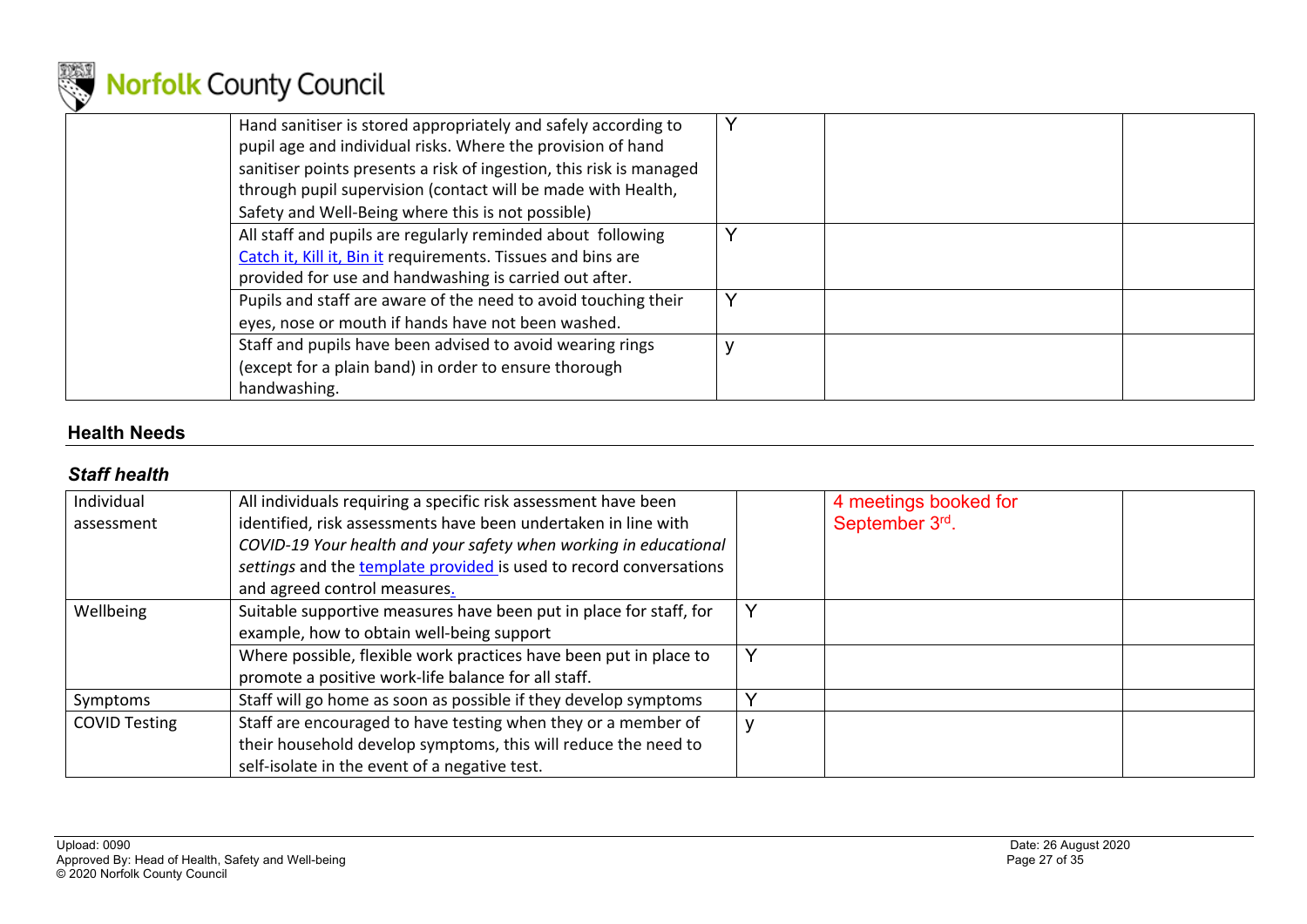| | | | | |
|---|---|---|---|---|
| | Hand sanitiser is stored appropriately and safely according to pupil age and individual risks. Where the provision of hand sanitiser points presents a risk of ingestion, this risk is managed through pupil supervision (contact will be made with Health, Safety and Well-Being where this is not possible) | Y | | |
| | All staff and pupils are regularly reminded about following Catch it, Kill it, Bin it requirements. Tissues and bins are provided for use and handwashing is carried out after. | Y | | |
| | Pupils and staff are aware of the need to avoid touching their eyes, nose or mouth if hands have not been washed. | Y | | |
| | Staff and pupils have been advised to avoid wearing rings (except for a plain band) in order to ensure thorough handwashing. | y | | |

## Health Needs

### *Staff health*

| | | | | |
|---|---|---|---|---|
| Individual assessment | All individuals requiring a specific risk assessment have been identified, risk assessments have been undertaken in line with *COVID-19 Your health and your safety when working in educational settings* and the template provided is used to record conversations and agreed control measures. | | 4 meetings booked for September 3rd. | |
| Wellbeing | Suitable supportive measures have been put in place for staff, for example, how to obtain well-being support | Y | | |
| | Where possible, flexible work practices have been put in place to promote a positive work-life balance for all staff. | Y | | |
| Symptoms | Staff will go home as soon as possible if they develop symptoms | Y | | |
| COVID Testing | Staff are encouraged to have testing when they or a member of their household develop symptoms, this will reduce the need to self-isolate in the event of a negative test. | y | | |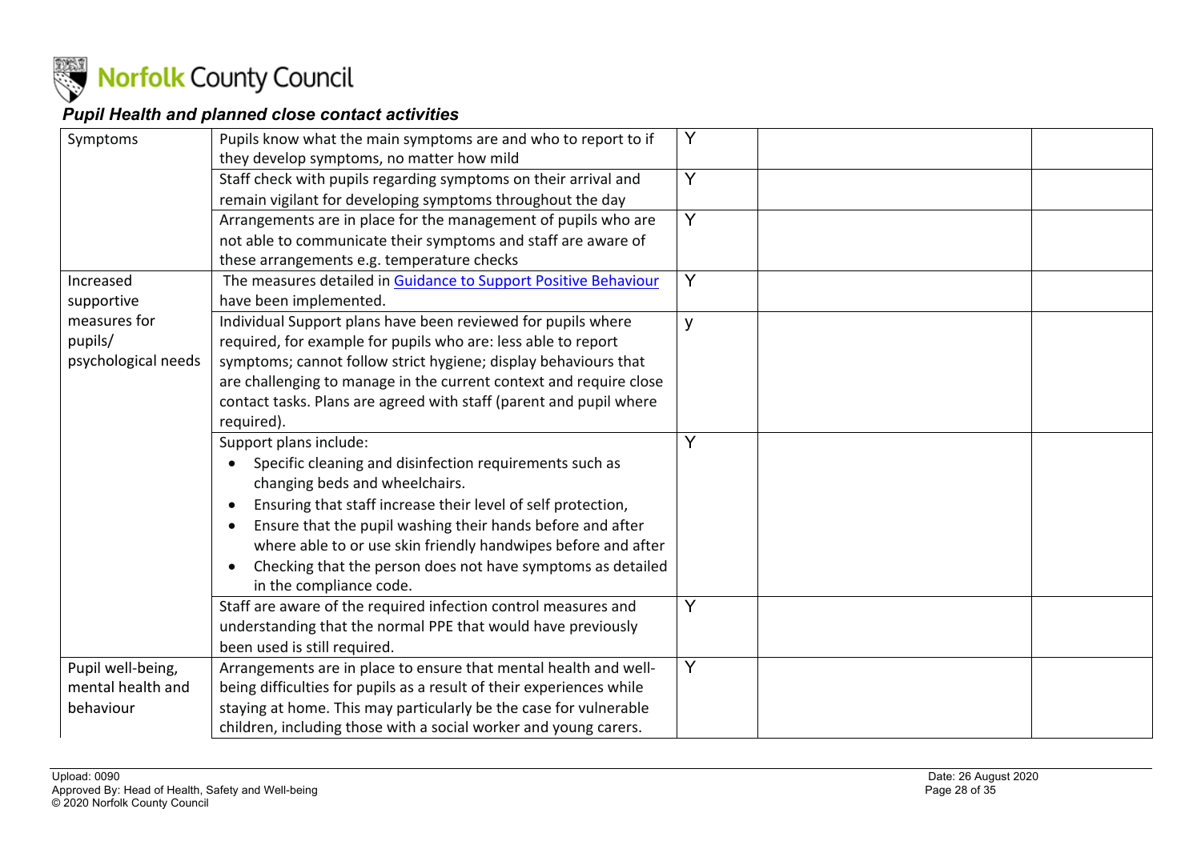### *Pupil Health and planned close contact activities*

| | | | | |
|---|---|---|---|---|
| Symptoms | Pupils know what the main symptoms are and who to report to if they develop symptoms, no matter how mild | Y | | |
| | Staff check with pupils regarding symptoms on their arrival and remain vigilant for developing symptoms throughout the day | Y | | |
| | Arrangements are in place for the management of pupils who are not able to communicate their symptoms and staff are aware of these arrangements e.g. temperature checks | Y | | |
| Increased supportive measures for pupils/ psychological needs | The measures detailed in [Guidance to Support Positive Behaviour]() have been implemented. | Y | | |
| | Individual Support plans have been reviewed for pupils where required, for example for pupils who are: less able to report symptoms; cannot follow strict hygiene; display behaviours that are challenging to manage in the current context and require close contact tasks. Plans are agreed with staff (parent and pupil where required). | y | | |
| | Support plans include:<br>• Specific cleaning and disinfection requirements such as changing beds and wheelchairs.<br>• Ensuring that staff increase their level of self protection,<br>• Ensure that the pupil washing their hands before and after where able to or use skin friendly handwipes before and after<br>• Checking that the person does not have symptoms as detailed in the compliance code. | Y | | |
| | Staff are aware of the required infection control measures and understanding that the normal PPE that would have previously been used is still required. | Y | | |
| Pupil well-being, mental health and behaviour | Arrangements are in place to ensure that mental health and well-being difficulties for pupils as a result of their experiences while staying at home. This may particularly be the case for vulnerable children, including those with a social worker and young carers. | Y | | |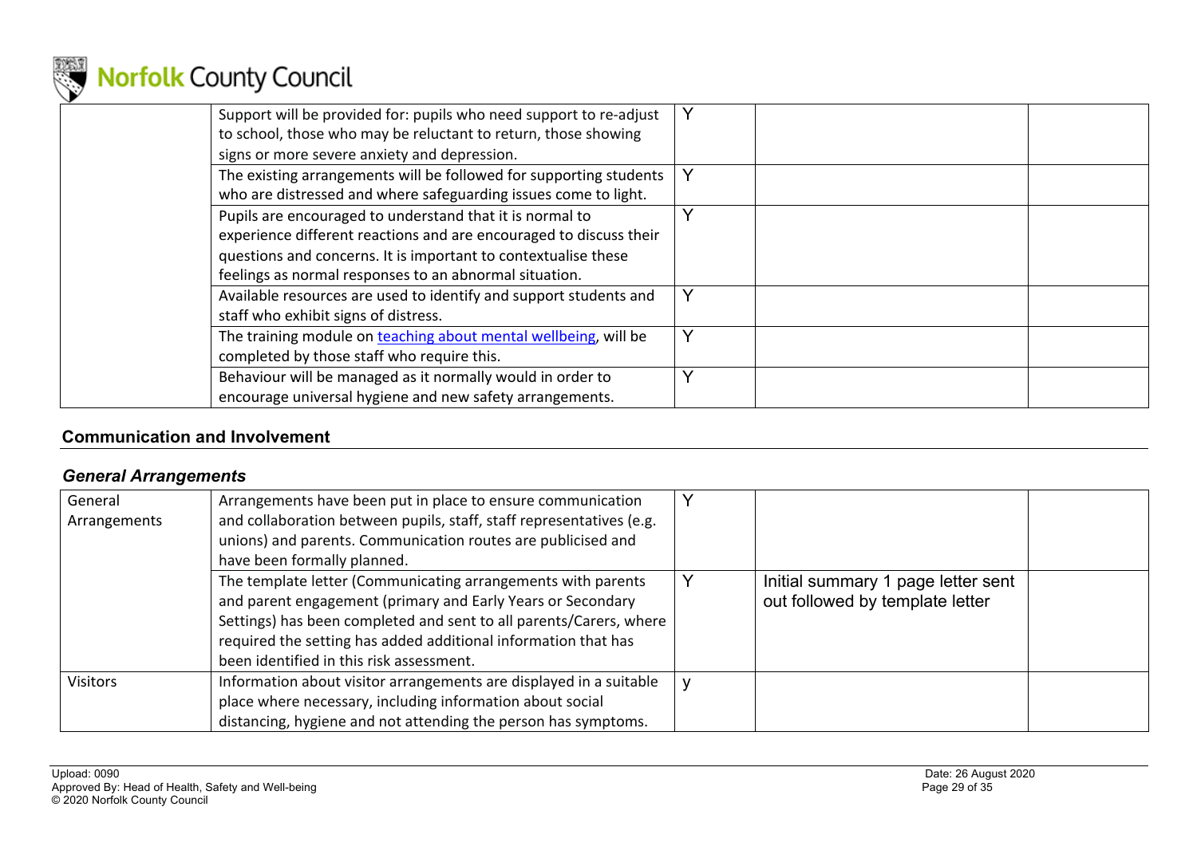| | | | | |
|---|---|---|---|---|
| | Support will be provided for: pupils who need support to re-adjust to school, those who may be reluctant to return, those showing signs or more severe anxiety and depression. | Y | | |
| | The existing arrangements will be followed for supporting students who are distressed and where safeguarding issues come to light. | Y | | |
| | Pupils are encouraged to understand that it is normal to experience different reactions and are encouraged to discuss their questions and concerns. It is important to contextualise these feelings as normal responses to an abnormal situation. | Y | | |
| | Available resources are used to identify and support students and staff who exhibit signs of distress. | Y | | |
| | The training module on [teaching about mental wellbeing](), will be completed by those staff who require this. | Y | | |
| | Behaviour will be managed as it normally would in order to encourage universal hygiene and new safety arrangements. | Y | | |

## Communication and Involvement

### *General Arrangements*

| | | | | |
|---|---|---|---|---|
| General Arrangements | Arrangements have been put in place to ensure communication and collaboration between pupils, staff, staff representatives (e.g. unions) and parents. Communication routes are publicised and have been formally planned. | Y | | |
| | The template letter (Communicating arrangements with parents and parent engagement (primary and Early Years or Secondary Settings) has been completed and sent to all parents/Carers, where required the setting has added additional information that has been identified in this risk assessment. | Y | Initial summary 1 page letter sent out followed by template letter | |
| Visitors | Information about visitor arrangements are displayed in a suitable place where necessary, including information about social distancing, hygiene and not attending the person has symptoms. | y | | |

Upload: 0090
Approved By: Head of Health, Safety and Well-being
© 2020 Norfolk County Council

Date: 26 August 2020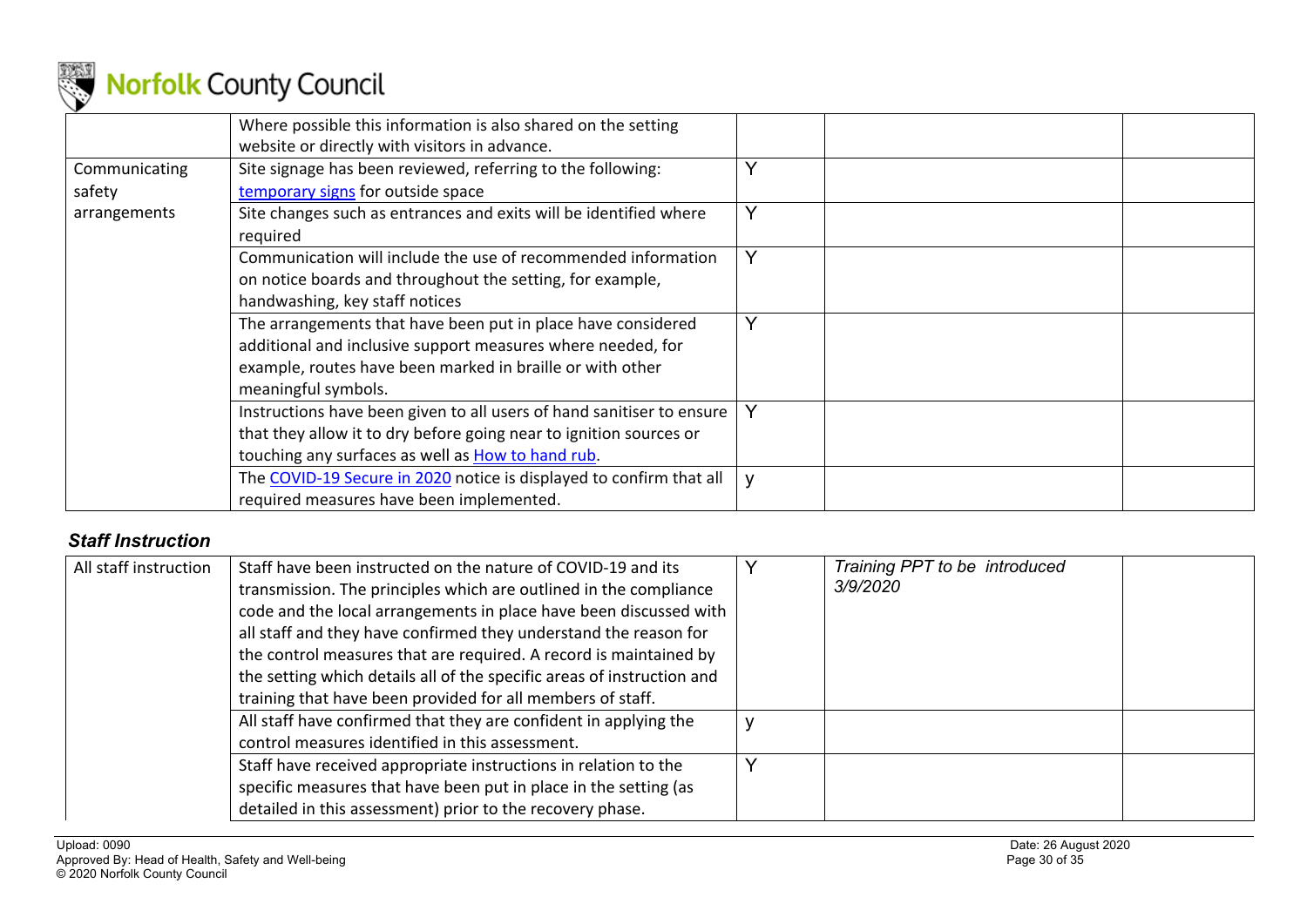| | | | | |
|---|---|---|---|---|
| | Where possible this information is also shared on the setting website or directly with visitors in advance. | | | |
| Communicating safety arrangements | Site signage has been reviewed, referring to the following: [temporary signs]() for outside space | Y | | |
| | Site changes such as entrances and exits will be identified where required | Y | | |
| | Communication will include the use of recommended information on notice boards and throughout the setting, for example, handwashing, key staff notices | Y | | |
| | The arrangements that have been put in place have considered additional and inclusive support measures where needed, for example, routes have been marked in braille or with other meaningful symbols. | Y | | |
| | Instructions have been given to all users of hand sanitiser to ensure that they allow it to dry before going near to ignition sources or touching any surfaces as well as [How to hand rub](). | Y | | |
| | The [COVID-19 Secure in 2020]() notice is displayed to confirm that all required measures have been implemented. | y | | |

### *Staff Instruction*

| | | | | |
|---|---|---|---|---|
| All staff instruction | Staff have been instructed on the nature of COVID-19 and its transmission. The principles which are outlined in the compliance code and the local arrangements in place have been discussed with all staff and they have confirmed they understand the reason for the control measures that are required. A record is maintained by the setting which details all of the specific areas of instruction and training that have been provided for all members of staff. | Y | *Training PPT to be introduced 3/9/2020* | |
| | All staff have confirmed that they are confident in applying the control measures identified in this assessment. | y | | |
| | Staff have received appropriate instructions in relation to the specific measures that have been put in place in the setting (as detailed in this assessment) prior to the recovery phase. | Y | | |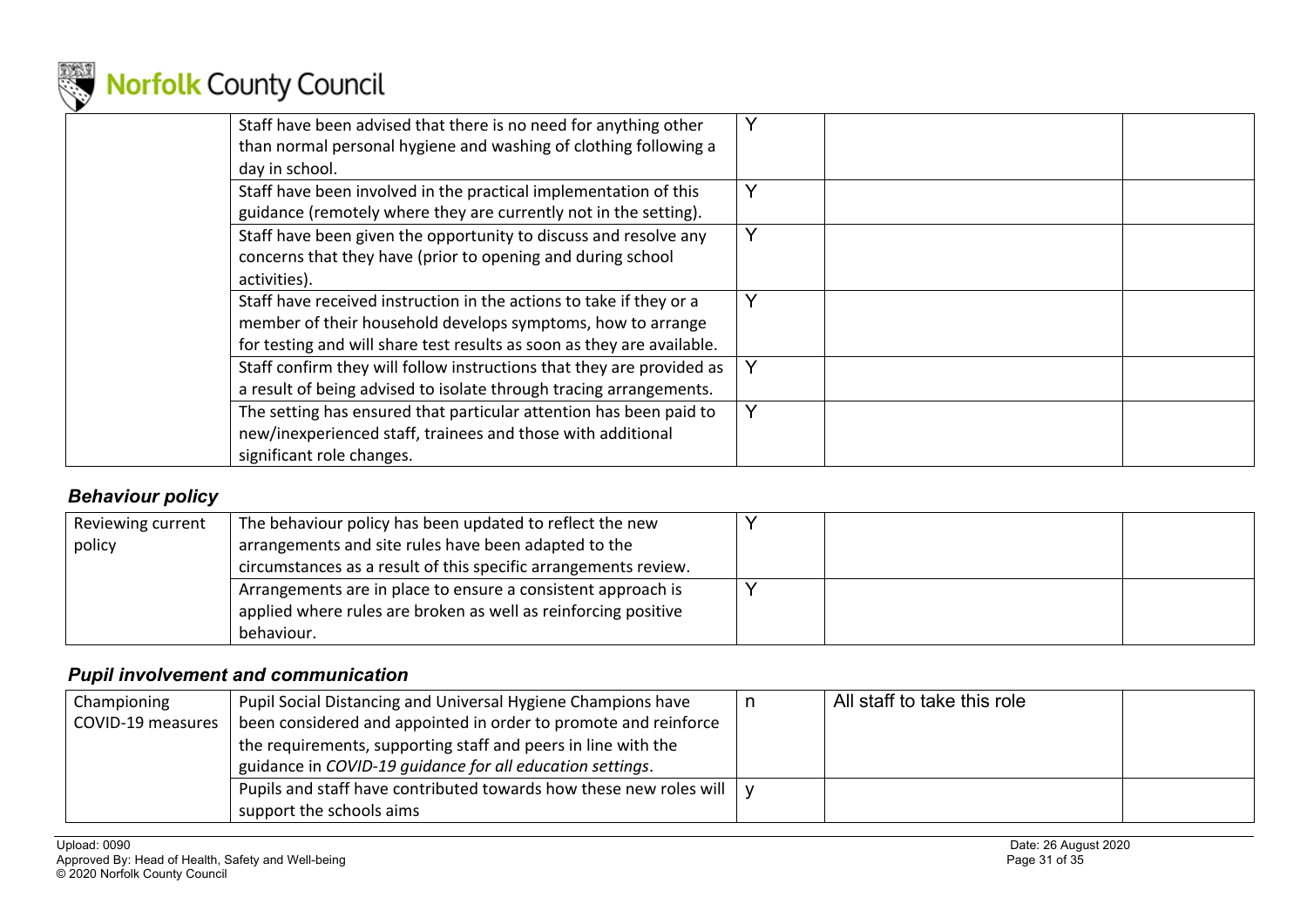| | | | | |
|---|---|---|---|---|
| | Staff have been advised that there is no need for anything other than normal personal hygiene and washing of clothing following a day in school. | Y | | |
| | Staff have been involved in the practical implementation of this guidance (remotely where they are currently not in the setting). | Y | | |
| | Staff have been given the opportunity to discuss and resolve any concerns that they have (prior to opening and during school activities). | Y | | |
| | Staff have received instruction in the actions to take if they or a member of their household develops symptoms, how to arrange for testing and will share test results as soon as they are available. | Y | | |
| | Staff confirm they will follow instructions that they are provided as a result of being advised to isolate through tracing arrangements. | Y | | |
| | The setting has ensured that particular attention has been paid to new/inexperienced staff, trainees and those with additional significant role changes. | Y | | |

### *Behaviour policy*

| | | | | |
|---|---|---|---|---|
| Reviewing current policy | The behaviour policy has been updated to reflect the new arrangements and site rules have been adapted to the circumstances as a result of this specific arrangements review. | Y | | |
| | Arrangements are in place to ensure a consistent approach is applied where rules are broken as well as reinforcing positive behaviour. | Y | | |

### *Pupil involvement and communication*

| | | | | |
|---|---|---|---|---|
| Championing COVID-19 measures | Pupil Social Distancing and Universal Hygiene Champions have been considered and appointed in order to promote and reinforce the requirements, supporting staff and peers in line with the guidance in *COVID-19 guidance for all education settings*. | n | All staff to take this role | |
| | Pupils and staff have contributed towards how these new roles will support the schools aims | y | | |

Upload: 0090
Approved By: Head of Health, Safety and Well-being
© 2020 Norfolk County Council

Date: 26 August 2020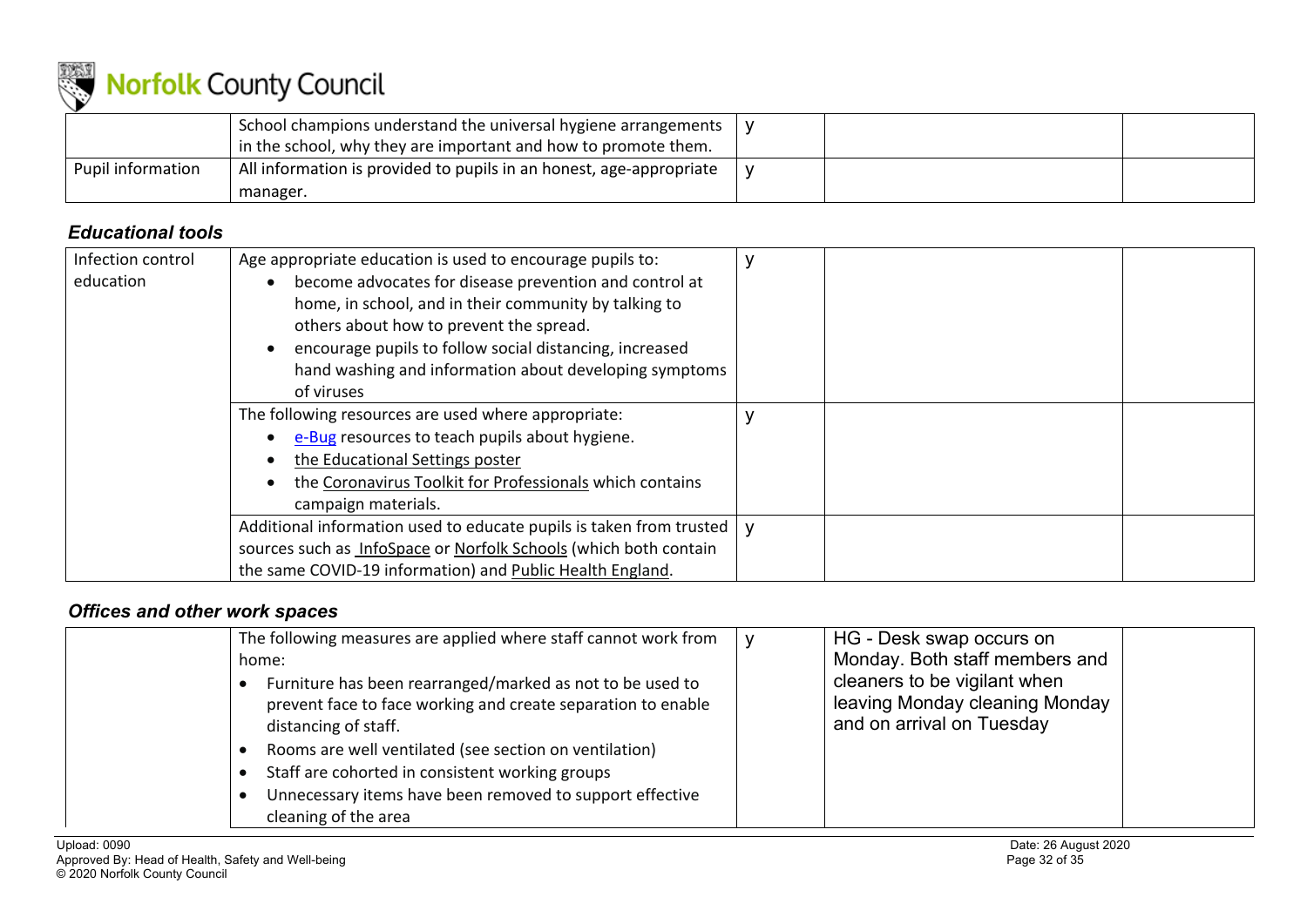| | | | | |
|---|---|---|---|---|
| | School champions understand the universal hygiene arrangements in the school, why they are important and how to promote them. | y | | |
| Pupil information | All information is provided to pupils in an honest, age-appropriate manager. | y | | |

### *Educational tools*

| | | | | |
|---|---|---|---|---|
| Infection control education | Age appropriate education is used to encourage pupils to:<br>• become advocates for disease prevention and control at home, in school, and in their community by talking to others about how to prevent the spread.<br>• encourage pupils to follow social distancing, increased hand washing and information about developing symptoms of viruses | y | | |
| | The following resources are used where appropriate:<br>• e-Bug resources to teach pupils about hygiene.<br>• the Educational Settings poster<br>• the Coronavirus Toolkit for Professionals which contains campaign materials. | y | | |
| | Additional information used to educate pupils is taken from trusted sources such as InfoSpace or Norfolk Schools (which both contain the same COVID-19 information) and Public Health England. | y | | |

### *Offices and other work spaces*

| | | | | |
|---|---|---|---|---|
| | The following measures are applied where staff cannot work from home:<br>• Furniture has been rearranged/marked as not to be used to prevent face to face working and create separation to enable distancing of staff.<br>• Rooms are well ventilated (see section on ventilation)<br>• Staff are cohorted in consistent working groups<br>• Unnecessary items have been removed to support effective cleaning of the area | y | HG - Desk swap occurs on Monday. Both staff members and cleaners to be vigilant when leaving Monday cleaning Monday and on arrival on Tuesday | |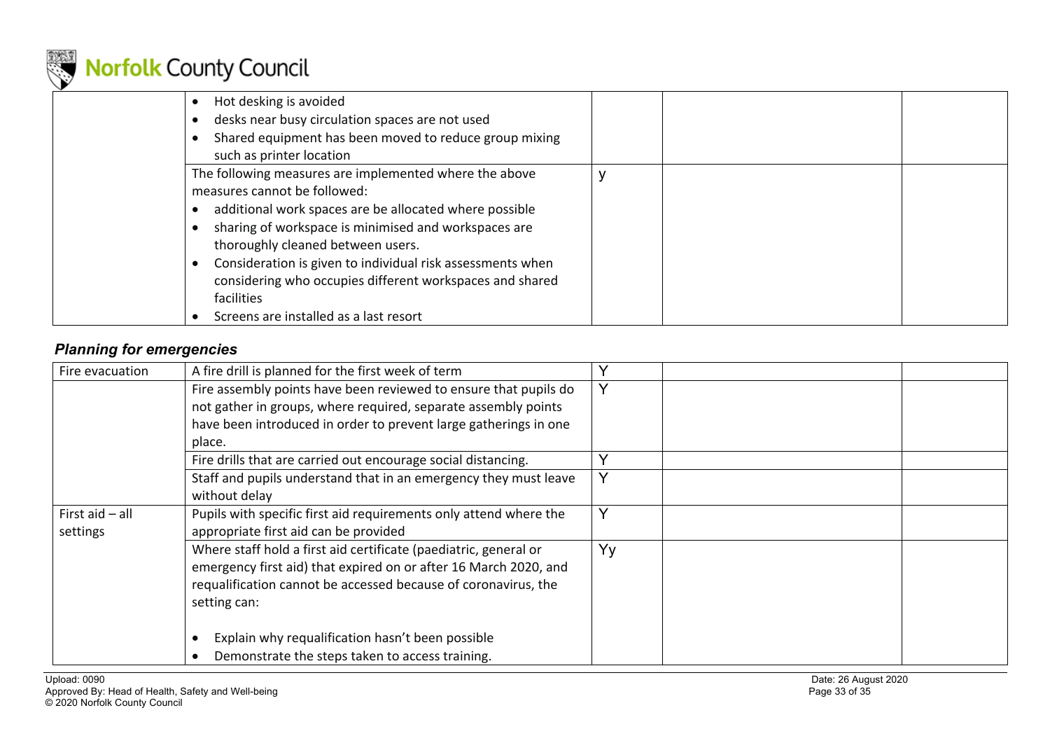| | • Hot desking is avoided<br>• desks near busy circulation spaces are not used<br>• Shared equipment has been moved to reduce group mixing such as printer location | | | |
|---|---|---|---|---|
| | The following measures are implemented where the above measures cannot be followed:<br>• additional work spaces are be allocated where possible<br>• sharing of workspace is minimised and workspaces are thoroughly cleaned between users.<br>• Consideration is given to individual risk assessments when considering who occupies different workspaces and shared facilities<br>• Screens are installed as a last resort | y | | |

### *Planning for emergencies*

| | | | | |
|---|---|---|---|---|
| Fire evacuation | A fire drill is planned for the first week of term | Y | | |
| | Fire assembly points have been reviewed to ensure that pupils do not gather in groups, where required, separate assembly points have been introduced in order to prevent large gatherings in one place. | Y | | |
| | Fire drills that are carried out encourage social distancing. | Y | | |
| | Staff and pupils understand that in an emergency they must leave without delay | Y | | |
| First aid – all settings | Pupils with specific first aid requirements only attend where the appropriate first aid can be provided | Y | | |
| | Where staff hold a first aid certificate (paediatric, general or emergency first aid) that expired on or after 16 March 2020, and requalification cannot be accessed because of coronavirus, the setting can:<br><br>• Explain why requalification hasn't been possible<br>• Demonstrate the steps taken to access training. | Yy | | |

Upload: 0090
Approved By: Head of Health, Safety and Well-being
© 2020 Norfolk County Council

Date: 26 August 2020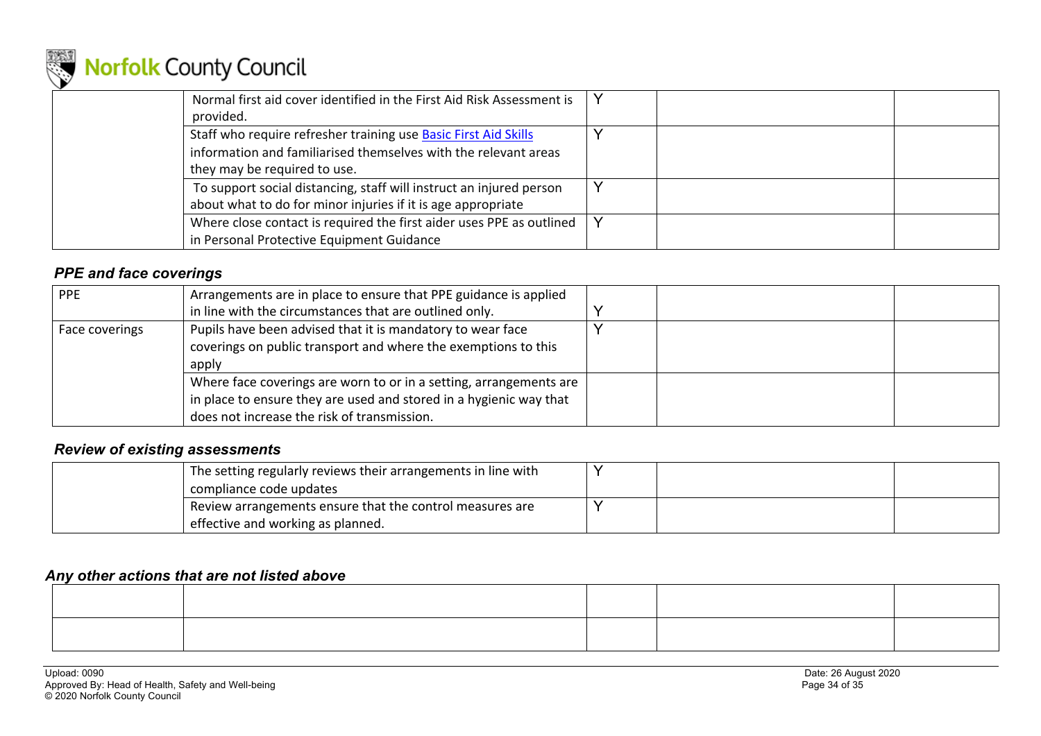| | | | | |
|---|---|---|---|---|
| | Normal first aid cover identified in the First Aid Risk Assessment is provided. | Y | | |
| | Staff who require refresher training use [Basic First Aid Skills]() information and familiarised themselves with the relevant areas they may be required to use. | Y | | |
| | To support social distancing, staff will instruct an injured person about what to do for minor injuries if it is age appropriate | Y | | |
| | Where close contact is required the first aider uses PPE as outlined in Personal Protective Equipment Guidance | Y | | |

### *PPE and face coverings*

| | | | | |
|---|---|---|---|---|
| PPE | Arrangements are in place to ensure that PPE guidance is applied in line with the circumstances that are outlined only. | Y | | |
| Face coverings | Pupils have been advised that it is mandatory to wear face coverings on public transport and where the exemptions to this apply | Y | | |
| | Where face coverings are worn to or in a setting, arrangements are in place to ensure they are used and stored in a hygienic way that does not increase the risk of transmission. | | | |

### *Review of existing assessments*

| | | | | |
|---|---|---|---|---|
| | The setting regularly reviews their arrangements in line with compliance code updates | Y | | |
| | Review arrangements ensure that the control measures are effective and working as planned. | Y | | |

### *Any other actions that are not listed above*

| | | | | |
|---|---|---|---|---|
| | | | | |
| | | | | |

Upload: 0090
Approved By: Head of Health, Safety and Well-being
© 2020 Norfolk County Council

Date: 26 August 2020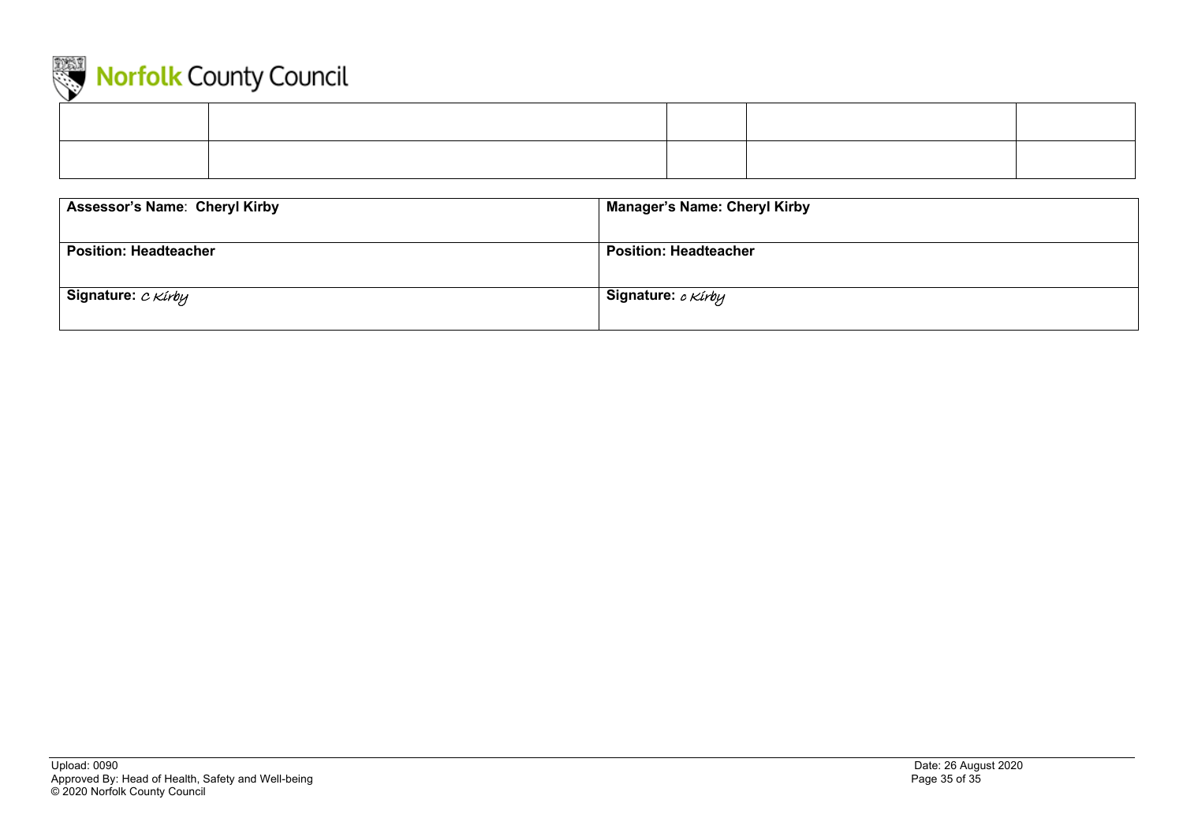| | | | | |
|---|---|---|---|---|
| | | | | |
| | | | | |

| | |
|---|---|
| **Assessor's Name**: **Cheryl Kirby** | **Manager's Name: Cheryl Kirby** |
| **Position: Headteacher** | **Position: Headteacher** |
| **Signature:** *C Kirby* | **Signature:** *c Kirby* |